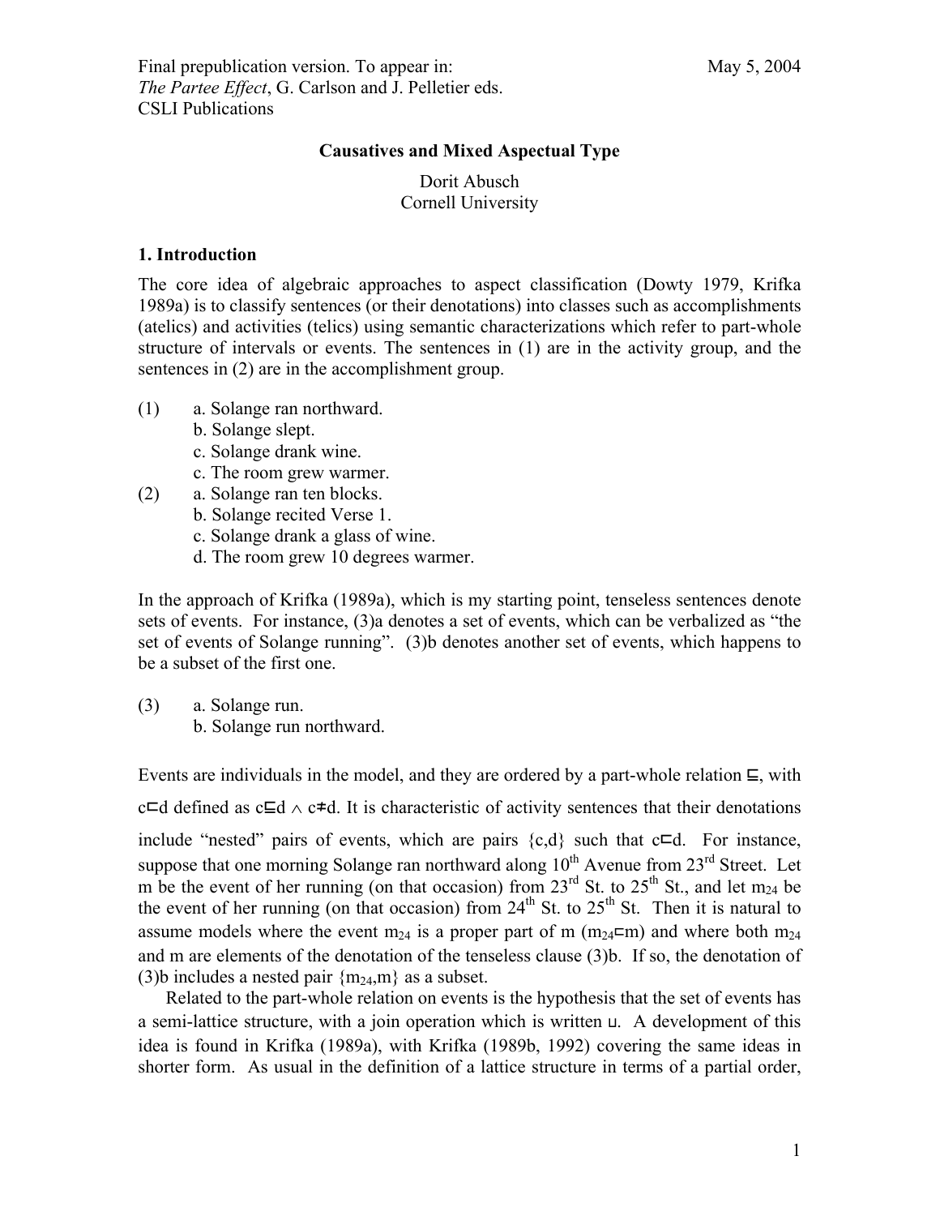Final prepublication version. To appear in: May 5, 2004
*The Partee Effect*, G. Carlson and J. Pelletier eds.
CSLI Publications

**Causatives and Mixed Aspectual Type**

Dorit Abusch
Cornell University

## 1. Introduction

The core idea of algebraic approaches to aspect classification (Dowty 1979, Krifka 1989a) is to classify sentences (or their denotations) into classes such as accomplishments (atelics) and activities (telics) using semantic characterizations which refer to part-whole structure of intervals or events. The sentences in (1) are in the activity group, and the sentences in (2) are in the accomplishment group.

(1) a. Solange ran northward.
 b. Solange slept.
 c. Solange drank wine.
 c. The room grew warmer.

(2) a. Solange ran ten blocks.
 b. Solange recited Verse 1.
 c. Solange drank a glass of wine.
 d. The room grew 10 degrees warmer.

In the approach of Krifka (1989a), which is my starting point, tenseless sentences denote sets of events. For instance, (3)a denotes a set of events, which can be verbalized as "the set of events of Solange running". (3)b denotes another set of events, which happens to be a subset of the first one.

(3) a. Solange run.
 b. Solange run northward.

Events are individuals in the model, and they are ordered by a part-whole relation $\sqsubseteq$, with $c \sqsubset d$ defined as $c \sqsubseteq d \wedge c \neq d$. It is characteristic of activity sentences that their denotations include "nested" pairs of events, which are pairs $\{c,d\}$ such that $c \sqsubset d$. For instance, suppose that one morning Solange ran northward along 10[th] Avenue from 23[rd] Street. Let m be the event of her running (on that occasion) from 23[rd] St. to 25[th] St., and let $m_{24}$ be the event of her running (on that occasion) from 24[th] St. to 25[th] St. Then it is natural to assume models where the event $m_{24}$ is a proper part of m ($m_{24} \sqsubset m$) and where both $m_{24}$ and m are elements of the denotation of the tenseless clause (3)b. If so, the denotation of (3)b includes a nested pair $\{m_{24}, m\}$ as a subset.

Related to the part-whole relation on events is the hypothesis that the set of events has a semi-lattice structure, with a join operation which is written $\sqcup$. A development of this idea is found in Krifka (1989a), with Krifka (1989b, 1992) covering the same ideas in shorter form. As usual in the definition of a lattice structure in terms of a partial order,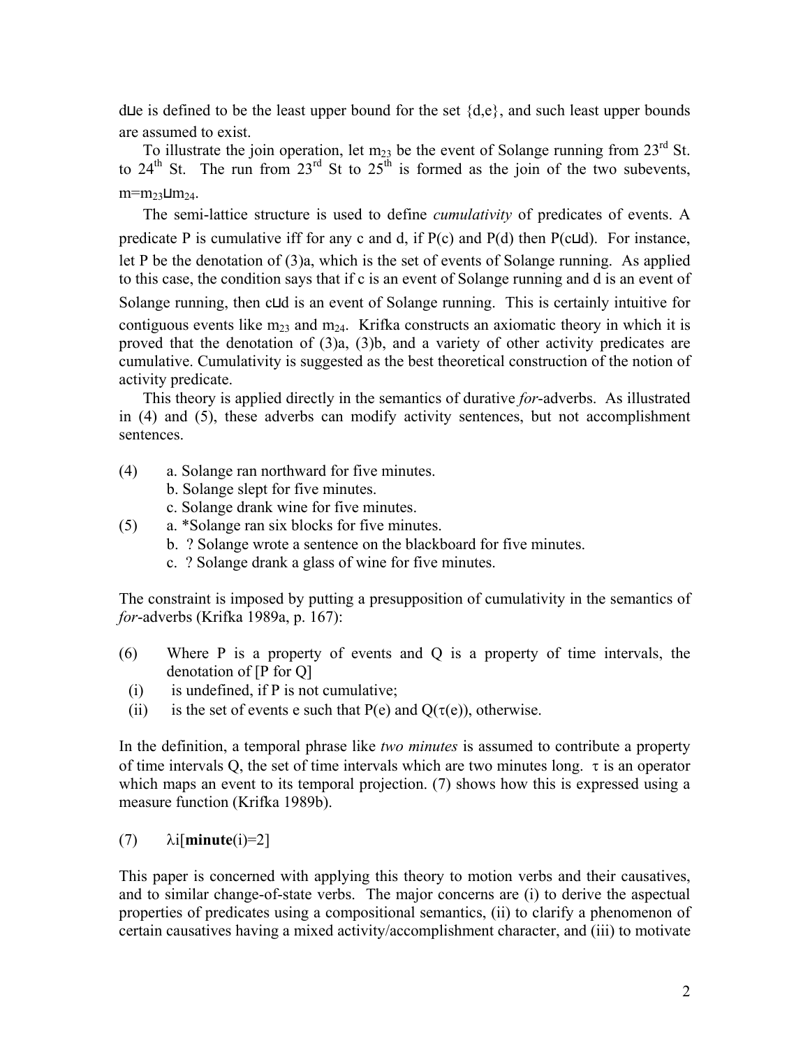$d \sqcup e$ is defined to be the least upper bound for the set {d,e}, and such least upper bounds are assumed to exist.

To illustrate the join operation, let $m_{23}$ be the event of Solange running from 23[rd] St. to 24[th] St. The run from 23[rd] St to 25[th] is formed as the join of the two subevents, $m = m_{23} \sqcup m_{24}$.

The semi-lattice structure is used to define *cumulativity* of predicates of events. A predicate P is cumulative iff for any c and d, if P(c) and P(d) then P($c \sqcup d$). For instance, let P be the denotation of (3)a, which is the set of events of Solange running. As applied to this case, the condition says that if c is an event of Solange running and d is an event of Solange running, then $c \sqcup d$ is an event of Solange running. This is certainly intuitive for contiguous events like $m_{23}$ and $m_{24}$. Krifka constructs an axiomatic theory in which it is proved that the denotation of (3)a, (3)b, and a variety of other activity predicates are cumulative. Cumulativity is suggested as the best theoretical construction of the notion of activity predicate.

This theory is applied directly in the semantics of durative *for*-adverbs. As illustrated in (4) and (5), these adverbs can modify activity sentences, but not accomplishment sentences.

(4) a. Solange ran northward for five minutes.
    b. Solange slept for five minutes.
    c. Solange drank wine for five minutes.

(5) a. *Solange ran six blocks for five minutes.
    b. ? Solange wrote a sentence on the blackboard for five minutes.
    c. ? Solange drank a glass of wine for five minutes.

The constraint is imposed by putting a presupposition of cumulativity in the semantics of *for*-adverbs (Krifka 1989a, p. 167):

(6) Where P is a property of events and Q is a property of time intervals, the denotation of [P for Q]
  (i) is undefined, if P is not cumulative;
  (ii) is the set of events e such that P(e) and Q($\tau$(e)), otherwise.

In the definition, a temporal phrase like *two minutes* is assumed to contribute a property of time intervals Q, the set of time intervals which are two minutes long. $\tau$ is an operator which maps an event to its temporal projection. (7) shows how this is expressed using a measure function (Krifka 1989b).

(7) $\lambda i[\mathbf{minute}(i)=2]$

This paper is concerned with applying this theory to motion verbs and their causatives, and to similar change-of-state verbs. The major concerns are (i) to derive the aspectual properties of predicates using a compositional semantics, (ii) to clarify a phenomenon of certain causatives having a mixed activity/accomplishment character, and (iii) to motivate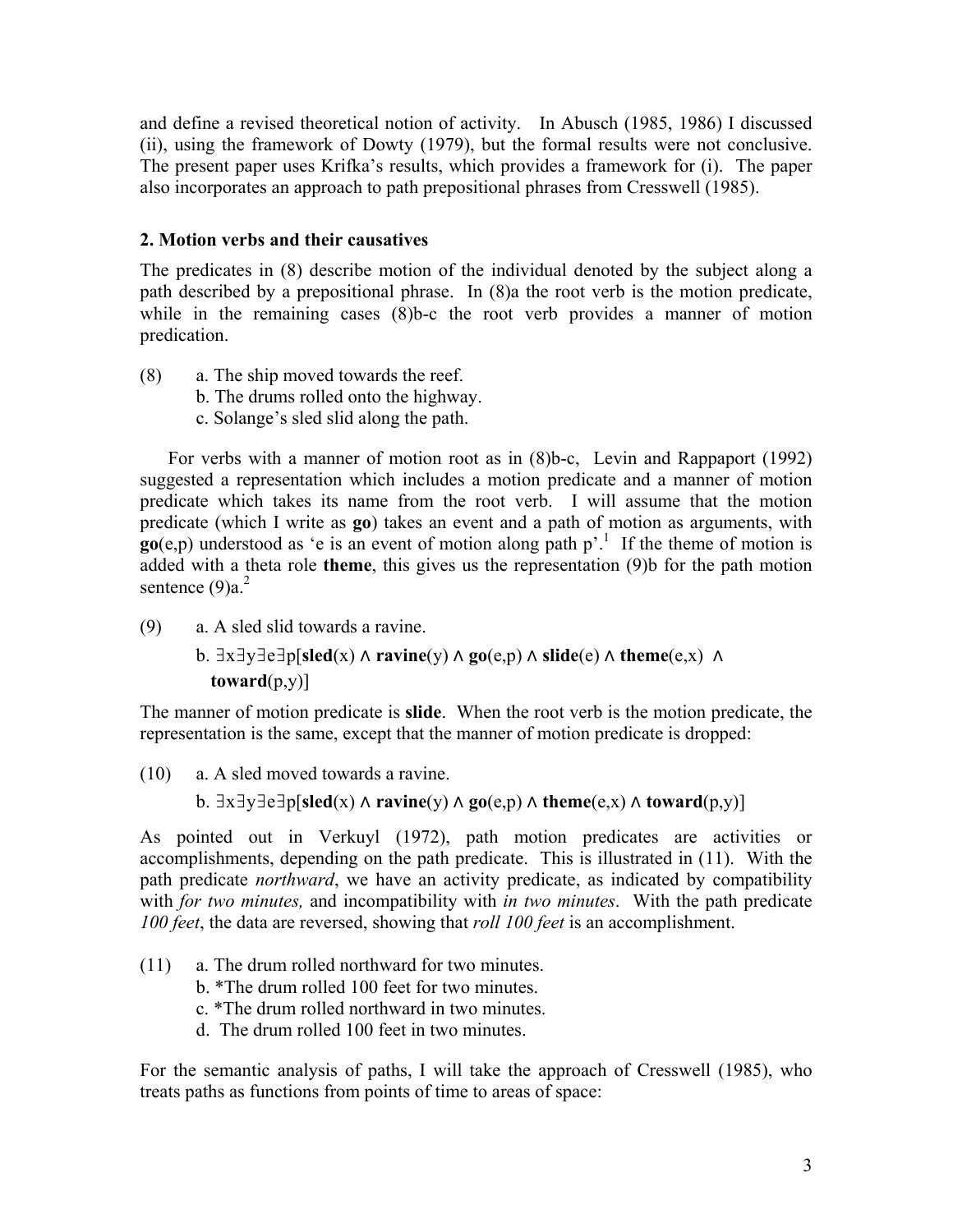and define a revised theoretical notion of activity. In Abusch (1985, 1986) I discussed (ii), using the framework of Dowty (1979), but the formal results were not conclusive. The present paper uses Krifka's results, which provides a framework for (i). The paper also incorporates an approach to path prepositional phrases from Cresswell (1985).

## 2. Motion verbs and their causatives

The predicates in (8) describe motion of the individual denoted by the subject along a path described by a prepositional phrase. In (8)a the root verb is the motion predicate, while in the remaining cases (8)b-c the root verb provides a manner of motion predication.

(8) a. The ship moved towards the reef.
  b. The drums rolled onto the highway.
  c. Solange's sled slid along the path.

For verbs with a manner of motion root as in (8)b-c, Levin and Rappaport (1992) suggested a representation which includes a motion predicate and a manner of motion predicate which takes its name from the root verb. I will assume that the motion predicate (which I write as **go**) takes an event and a path of motion as arguments, with **go**(e,p) understood as 'e is an event of motion along path p'.[1] If the theme of motion is added with a theta role **theme**, this gives us the representation (9)b for the path motion sentence (9)a.[2]

(9) a. A sled slid towards a ravine.
  b. $\exists x \exists y \exists e \exists p[\mathbf{sled}(x) \wedge \mathbf{ravine}(y) \wedge \mathbf{go}(e,p) \wedge \mathbf{slide}(e) \wedge \mathbf{theme}(e,x) \wedge \mathbf{toward}(p,y)]$

The manner of motion predicate is **slide**. When the root verb is the motion predicate, the representation is the same, except that the manner of motion predicate is dropped:

(10) a. A sled moved towards a ravine.
  b. $\exists x \exists y \exists e \exists p[\mathbf{sled}(x) \wedge \mathbf{ravine}(y) \wedge \mathbf{go}(e,p) \wedge \mathbf{theme}(e,x) \wedge \mathbf{toward}(p,y)]$

As pointed out in Verkuyl (1972), path motion predicates are activities or accomplishments, depending on the path predicate. This is illustrated in (11). With the path predicate *northward*, we have an activity predicate, as indicated by compatibility with *for two minutes,* and incompatibility with *in two minutes*. With the path predicate *100 feet*, the data are reversed, showing that *roll 100 feet* is an accomplishment.

(11) a. The drum rolled northward for two minutes.
  b. *The drum rolled 100 feet for two minutes.
  c. *The drum rolled northward in two minutes.
  d. The drum rolled 100 feet in two minutes.

For the semantic analysis of paths, I will take the approach of Cresswell (1985), who treats paths as functions from points of time to areas of space: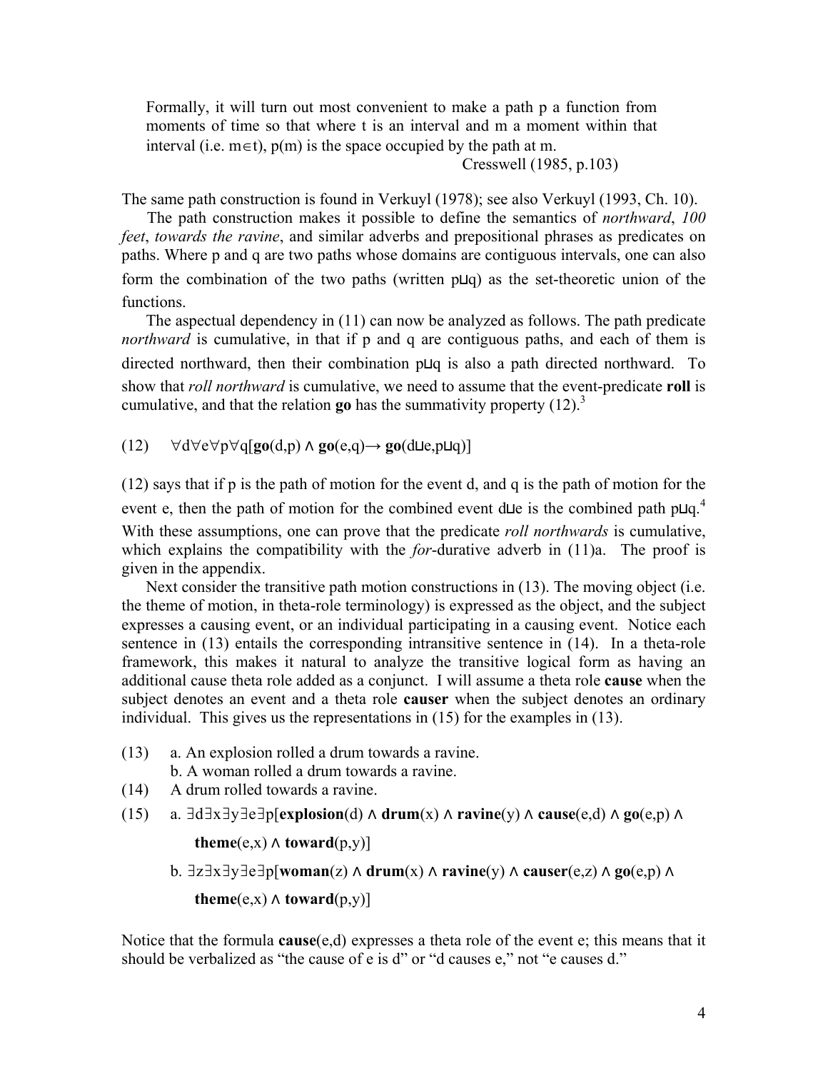> Formally, it will turn out most convenient to make a path p a function from moments of time so that where t is an interval and m a moment within that interval (i.e. $m \in t$), p(m) is the space occupied by the path at m.
>
> Cresswell (1985, p.103)

The same path construction is found in Verkuyl (1978); see also Verkuyl (1993, Ch. 10).

The path construction makes it possible to define the semantics of *northward*, *100 feet*, *towards the ravine*, and similar adverbs and prepositional phrases as predicates on paths. Where p and q are two paths whose domains are contiguous intervals, one can also form the combination of the two paths (written $p \sqcup q$) as the set-theoretic union of the functions.

The aspectual dependency in (11) can now be analyzed as follows. The path predicate *northward* is cumulative, in that if p and q are contiguous paths, and each of them is directed northward, then their combination $p \sqcup q$ is also a path directed northward. To show that *roll northward* is cumulative, we need to assume that the event-predicate **roll** is cumulative, and that the relation **go** has the summativity property (12).[3]

(12) $\forall d \forall e \forall p \forall q[\mathbf{go}(d,p) \wedge \mathbf{go}(e,q) \rightarrow \mathbf{go}(d \sqcup e, p \sqcup q)]$

(12) says that if p is the path of motion for the event d, and q is the path of motion for the event e, then the path of motion for the combined event $d \sqcup e$ is the combined path $p \sqcup q$.[4] With these assumptions, one can prove that the predicate *roll northwards* is cumulative, which explains the compatibility with the *for*-durative adverb in (11)a. The proof is given in the appendix.

Next consider the transitive path motion constructions in (13). The moving object (i.e. the theme of motion, in theta-role terminology) is expressed as the object, and the subject expresses a causing event, or an individual participating in a causing event. Notice each sentence in (13) entails the corresponding intransitive sentence in (14). In a theta-role framework, this makes it natural to analyze the transitive logical form as having an additional cause theta role added as a conjunct. I will assume a theta role **cause** when the subject denotes an event and a theta role **causer** when the subject denotes an ordinary individual. This gives us the representations in (15) for the examples in (13).

(13) a. An explosion rolled a drum towards a ravine.
b. A woman rolled a drum towards a ravine.

(14) A drum rolled towards a ravine.

(15) a. $\exists d \exists x \exists y \exists e \exists p[\mathbf{explosion}(d) \wedge \mathbf{drum}(x) \wedge \mathbf{ravine}(y) \wedge \mathbf{cause}(e,d) \wedge \mathbf{go}(e,p) \wedge \mathbf{theme}(e,x) \wedge \mathbf{toward}(p,y)]$

b. $\exists z \exists x \exists y \exists e \exists p[\mathbf{woman}(z) \wedge \mathbf{drum}(x) \wedge \mathbf{ravine}(y) \wedge \mathbf{causer}(e,z) \wedge \mathbf{go}(e,p) \wedge \mathbf{theme}(e,x) \wedge \mathbf{toward}(p,y)]$

Notice that the formula **cause**(e,d) expresses a theta role of the event e; this means that it should be verbalized as "the cause of e is d" or "d causes e," not "e causes d."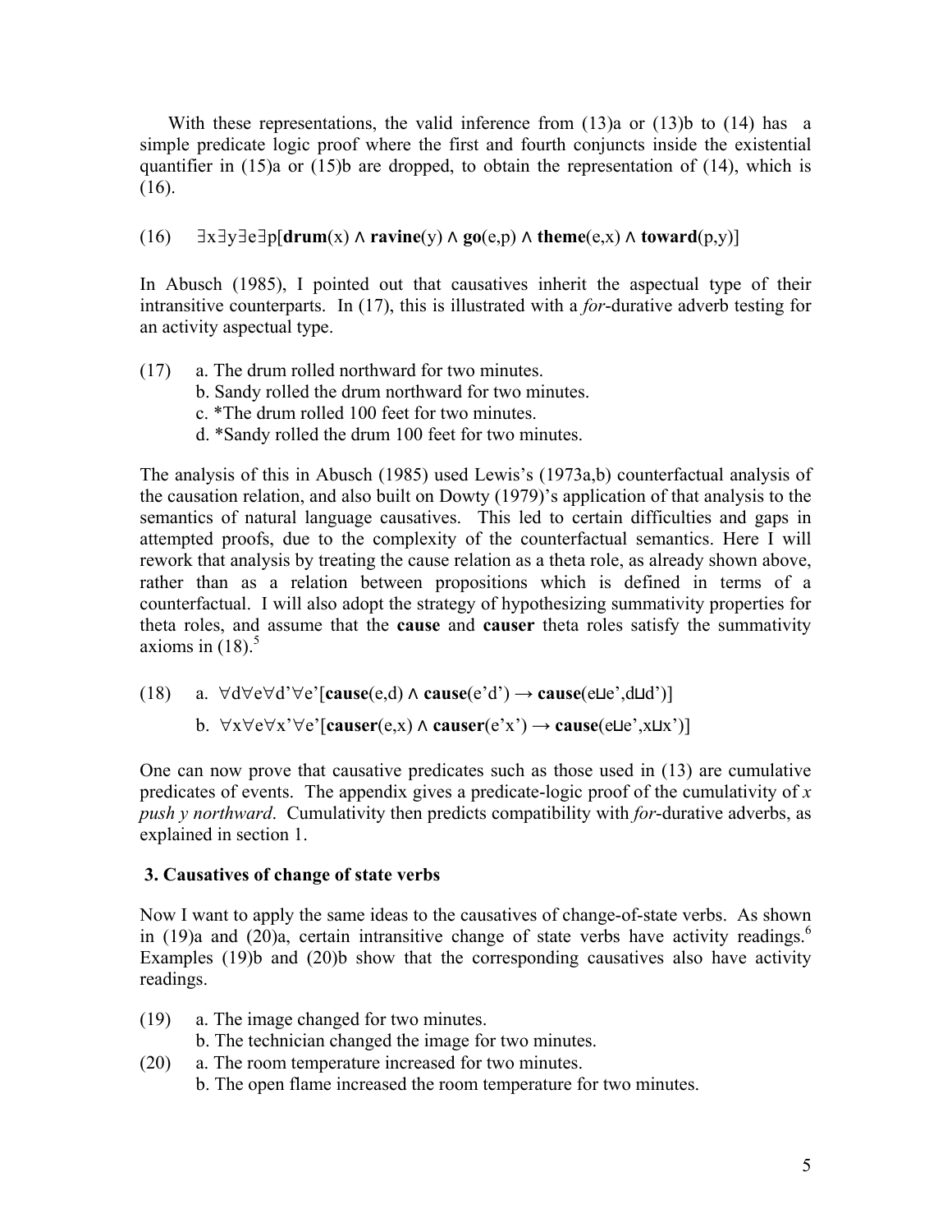With these representations, the valid inference from (13)a or (13)b to (14) has a simple predicate logic proof where the first and fourth conjuncts inside the existential quantifier in (15)a or (15)b are dropped, to obtain the representation of (14), which is (16).

(16) $\exists x \exists y \exists e \exists p[\mathbf{drum}(x) \wedge \mathbf{ravine}(y) \wedge \mathbf{go}(e,p) \wedge \mathbf{theme}(e,x) \wedge \mathbf{toward}(p,y)]$

In Abusch (1985), I pointed out that causatives inherit the aspectual type of their intransitive counterparts. In (17), this is illustrated with a *for*-durative adverb testing for an activity aspectual type.

(17) a. The drum rolled northward for two minutes.
  b. Sandy rolled the drum northward for two minutes.
  c. *The drum rolled 100 feet for two minutes.
  d. *Sandy rolled the drum 100 feet for two minutes.

The analysis of this in Abusch (1985) used Lewis's (1973a,b) counterfactual analysis of the causation relation, and also built on Dowty (1979)'s application of that analysis to the semantics of natural language causatives. This led to certain difficulties and gaps in attempted proofs, due to the complexity of the counterfactual semantics. Here I will rework that analysis by treating the cause relation as a theta role, as already shown above, rather than as a relation between propositions which is defined in terms of a counterfactual. I will also adopt the strategy of hypothesizing summativity properties for theta roles, and assume that the **cause** and **causer** theta roles satisfy the summativity axioms in (18).[5]

(18) a. $\forall d \forall e \forall d' \forall e'[\mathbf{cause}(e,d) \wedge \mathbf{cause}(e'd') \rightarrow \mathbf{cause}(e \sqcup e', d \sqcup d')]$

  b. $\forall x \forall e \forall x' \forall e'[\mathbf{causer}(e,x) \wedge \mathbf{causer}(e'x') \rightarrow \mathbf{cause}(e \sqcup e', x \sqcup x')]$

One can now prove that causative predicates such as those used in (13) are cumulative predicates of events. The appendix gives a predicate-logic proof of the cumulativity of *x push y northward*. Cumulativity then predicts compatibility with *for*-durative adverbs, as explained in section 1.

## 3. Causatives of change of state verbs

Now I want to apply the same ideas to the causatives of change-of-state verbs. As shown in (19)a and (20)a, certain intransitive change of state verbs have activity readings.[6] Examples (19)b and (20)b show that the corresponding causatives also have activity readings.

(19) a. The image changed for two minutes.
  b. The technician changed the image for two minutes.

(20) a. The room temperature increased for two minutes.
  b. The open flame increased the room temperature for two minutes.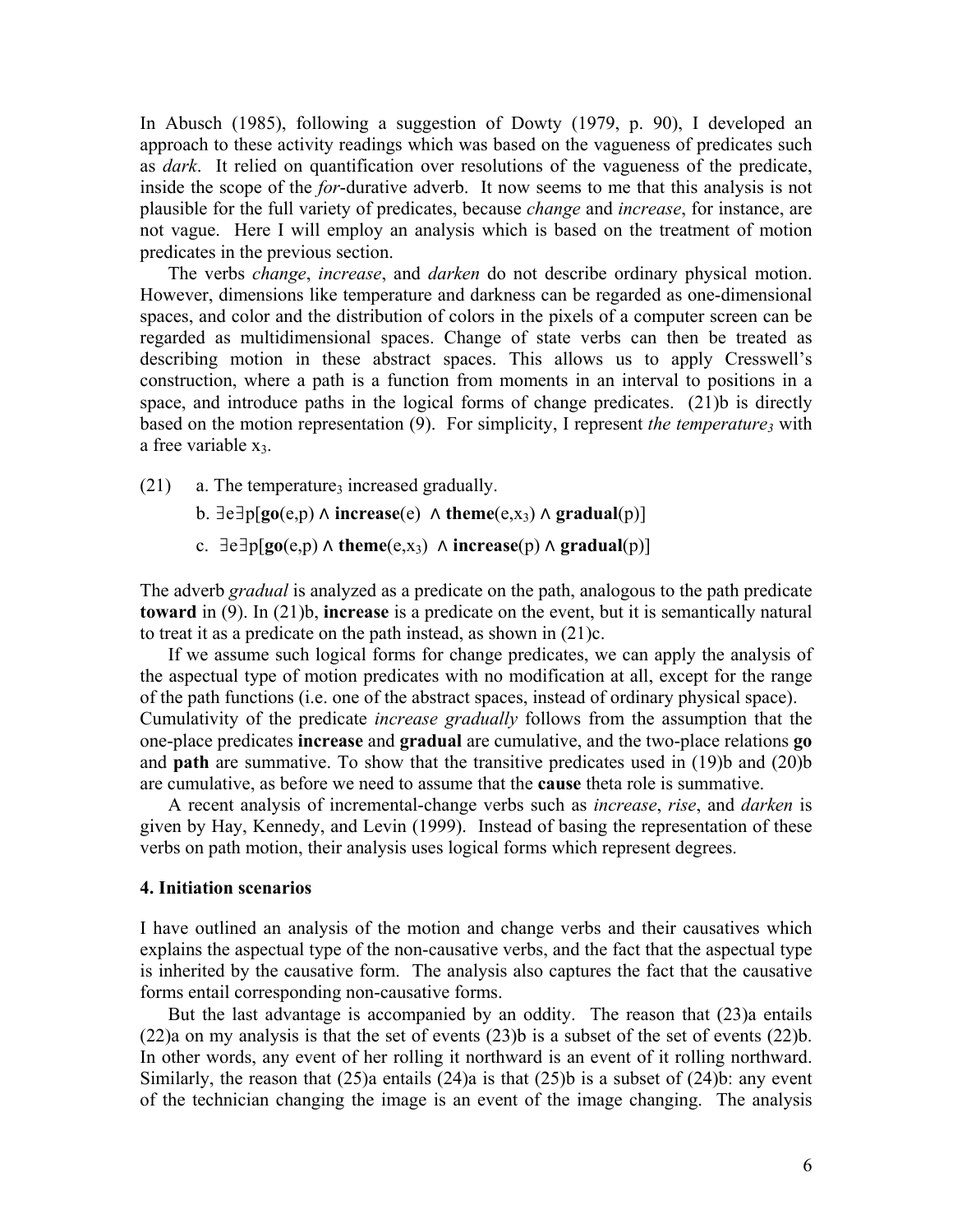In Abusch (1985), following a suggestion of Dowty (1979, p. 90), I developed an approach to these activity readings which was based on the vagueness of predicates such as *dark*. It relied on quantification over resolutions of the vagueness of the predicate, inside the scope of the *for*-durative adverb. It now seems to me that this analysis is not plausible for the full variety of predicates, because *change* and *increase*, for instance, are not vague. Here I will employ an analysis which is based on the treatment of motion predicates in the previous section.

The verbs *change*, *increase*, and *darken* do not describe ordinary physical motion. However, dimensions like temperature and darkness can be regarded as one-dimensional spaces, and color and the distribution of colors in the pixels of a computer screen can be regarded as multidimensional spaces. Change of state verbs can then be treated as describing motion in these abstract spaces. This allows us to apply Cresswell's construction, where a path is a function from moments in an interval to positions in a space, and introduce paths in the logical forms of change predicates. (21)b is directly based on the motion representation (9). For simplicity, I represent *the temperature*$_3$ with a free variable $x_3$.

(21) a. The temperature$_3$ increased gradually.

b. $\exists e \exists p[\mathbf{go}(e,p) \wedge \mathbf{increase}(e) \wedge \mathbf{theme}(e,x_3) \wedge \mathbf{gradual}(p)]$

c. $\exists e \exists p[\mathbf{go}(e,p) \wedge \mathbf{theme}(e,x_3) \wedge \mathbf{increase}(p) \wedge \mathbf{gradual}(p)]$

The adverb *gradual* is analyzed as a predicate on the path, analogous to the path predicate **toward** in (9). In (21)b, **increase** is a predicate on the event, but it is semantically natural to treat it as a predicate on the path instead, as shown in (21)c.

If we assume such logical forms for change predicates, we can apply the analysis of the aspectual type of motion predicates with no modification at all, except for the range of the path functions (i.e. one of the abstract spaces, instead of ordinary physical space). Cumulativity of the predicate *increase gradually* follows from the assumption that the one-place predicates **increase** and **gradual** are cumulative, and the two-place relations **go** and **path** are summative. To show that the transitive predicates used in (19)b and (20)b are cumulative, as before we need to assume that the **cause** theta role is summative.

A recent analysis of incremental-change verbs such as *increase*, *rise*, and *darken* is given by Hay, Kennedy, and Levin (1999). Instead of basing the representation of these verbs on path motion, their analysis uses logical forms which represent degrees.

#### 4. Initiation scenarios

I have outlined an analysis of the motion and change verbs and their causatives which explains the aspectual type of the non-causative verbs, and the fact that the aspectual type is inherited by the causative form. The analysis also captures the fact that the causative forms entail corresponding non-causative forms.

But the last advantage is accompanied by an oddity. The reason that (23)a entails (22)a on my analysis is that the set of events (23)b is a subset of the set of events (22)b. In other words, any event of her rolling it northward is an event of it rolling northward. Similarly, the reason that (25)a entails (24)a is that (25)b is a subset of (24)b: any event of the technician changing the image is an event of the image changing. The analysis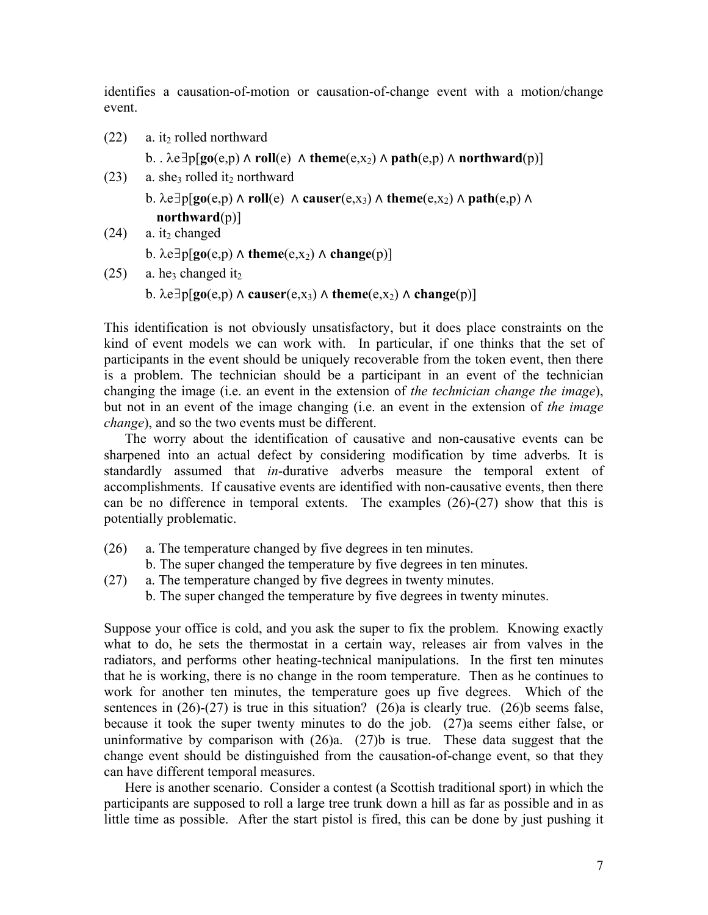identifies a causation-of-motion or causation-of-change event with a motion/change event.

(22) a. $it_2$ rolled northward

b. . $\lambda e \exists p[\mathbf{go}(e,p) \wedge \mathbf{roll}(e) \wedge \mathbf{theme}(e,x_2) \wedge \mathbf{path}(e,p) \wedge \mathbf{northward}(p)]$

(23) a. $she_3$ rolled $it_2$ northward

b. $\lambda e \exists p[\mathbf{go}(e,p) \wedge \mathbf{roll}(e) \wedge \mathbf{causer}(e,x_3) \wedge \mathbf{theme}(e,x_2) \wedge \mathbf{path}(e,p) \wedge \mathbf{northward}(p)]$

(24) a. $it_2$ changed

b. $\lambda e \exists p[\mathbf{go}(e,p) \wedge \mathbf{theme}(e,x_2) \wedge \mathbf{change}(p)]$

(25) a. $he_3$ changed $it_2$

b. $\lambda e \exists p[\mathbf{go}(e,p) \wedge \mathbf{causer}(e,x_3) \wedge \mathbf{theme}(e,x_2) \wedge \mathbf{change}(p)]$

This identification is not obviously unsatisfactory, but it does place constraints on the kind of event models we can work with. In particular, if one thinks that the set of participants in the event should be uniquely recoverable from the token event, then there is a problem. The technician should be a participant in an event of the technician changing the image (i.e. an event in the extension of *the technician change the image*), but not in an event of the image changing (i.e. an event in the extension of *the image change*), and so the two events must be different.

The worry about the identification of causative and non-causative events can be sharpened into an actual defect by considering modification by time adverbs*.* It is standardly assumed that *in*-durative adverbs measure the temporal extent of accomplishments. If causative events are identified with non-causative events, then there can be no difference in temporal extents. The examples (26)-(27) show that this is potentially problematic.

(26) a. The temperature changed by five degrees in ten minutes.
b. The super changed the temperature by five degrees in ten minutes.

(27) a. The temperature changed by five degrees in twenty minutes.
b. The super changed the temperature by five degrees in twenty minutes.

Suppose your office is cold, and you ask the super to fix the problem. Knowing exactly what to do, he sets the thermostat in a certain way, releases air from valves in the radiators, and performs other heating-technical manipulations. In the first ten minutes that he is working, there is no change in the room temperature. Then as he continues to work for another ten minutes, the temperature goes up five degrees. Which of the sentences in (26)-(27) is true in this situation? (26)a is clearly true. (26)b seems false, because it took the super twenty minutes to do the job. (27)a seems either false, or uninformative by comparison with (26)a. (27)b is true. These data suggest that the change event should be distinguished from the causation-of-change event, so that they can have different temporal measures.

Here is another scenario. Consider a contest (a Scottish traditional sport) in which the participants are supposed to roll a large tree trunk down a hill as far as possible and in as little time as possible. After the start pistol is fired, this can be done by just pushing it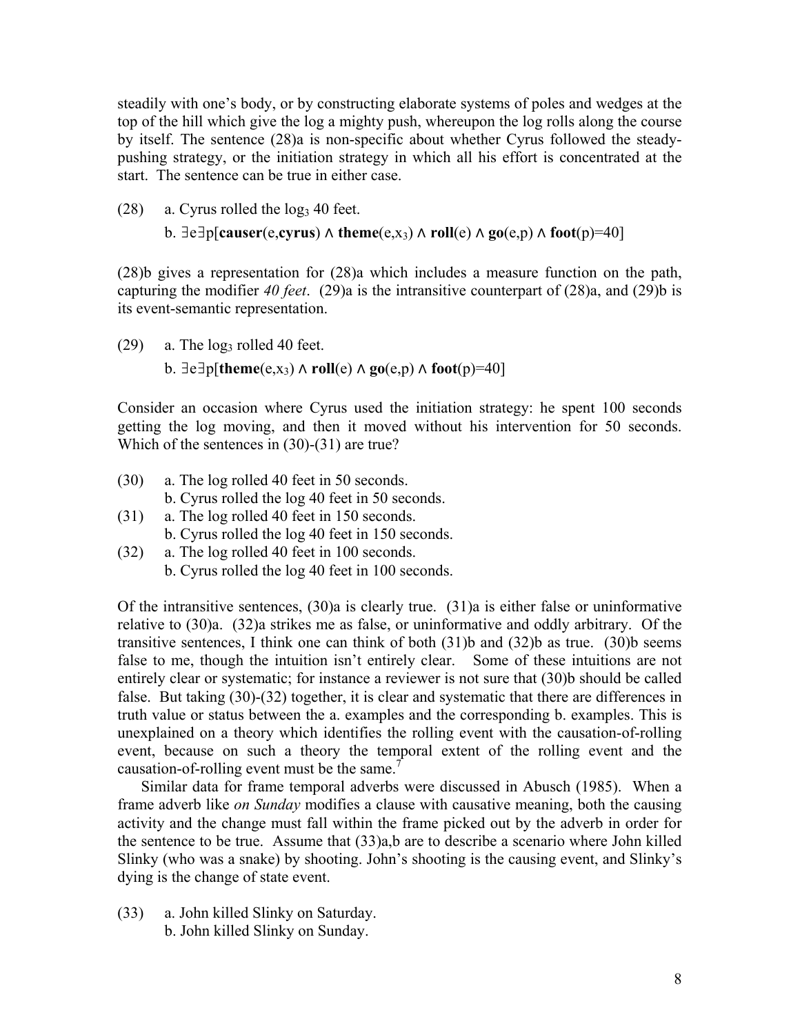steadily with one's body, or by constructing elaborate systems of poles and wedges at the top of the hill which give the log a mighty push, whereupon the log rolls along the course by itself. The sentence (28)a is non-specific about whether Cyrus followed the steady-pushing strategy, or the initiation strategy in which all his effort is concentrated at the start. The sentence can be true in either case.

(28) a. Cyrus rolled the $\text{log}_3$ 40 feet.

b. $\exists e \exists p[\textbf{causer}(e,\textbf{cyrus}) \wedge \textbf{theme}(e,x_3) \wedge \textbf{roll}(e) \wedge \textbf{go}(e,p) \wedge \textbf{foot}(p)=40]$

(28)b gives a representation for (28)a which includes a measure function on the path, capturing the modifier *40 feet*. (29)a is the intransitive counterpart of (28)a, and (29)b is its event-semantic representation.

(29) a. The $\text{log}_3$ rolled 40 feet.

b. $\exists e \exists p[\textbf{theme}(e,x_3) \wedge \textbf{roll}(e) \wedge \textbf{go}(e,p) \wedge \textbf{foot}(p)=40]$

Consider an occasion where Cyrus used the initiation strategy: he spent 100 seconds getting the log moving, and then it moved without his intervention for 50 seconds. Which of the sentences in (30)-(31) are true?

(30) a. The log rolled 40 feet in 50 seconds.
b. Cyrus rolled the log 40 feet in 50 seconds.

(31) a. The log rolled 40 feet in 150 seconds.
b. Cyrus rolled the log 40 feet in 150 seconds.

(32) a. The log rolled 40 feet in 100 seconds.
b. Cyrus rolled the log 40 feet in 100 seconds.

Of the intransitive sentences, (30)a is clearly true. (31)a is either false or uninformative relative to (30)a. (32)a strikes me as false, or uninformative and oddly arbitrary. Of the transitive sentences, I think one can think of both (31)b and (32)b as true. (30)b seems false to me, though the intuition isn't entirely clear. Some of these intuitions are not entirely clear or systematic; for instance a reviewer is not sure that (30)b should be called false. But taking (30)-(32) together, it is clear and systematic that there are differences in truth value or status between the a. examples and the corresponding b. examples. This is unexplained on a theory which identifies the rolling event with the causation-of-rolling event, because on such a theory the temporal extent of the rolling event and the causation-of-rolling event must be the same.[7]

Similar data for frame temporal adverbs were discussed in Abusch (1985). When a frame adverb like *on Sunday* modifies a clause with causative meaning, both the causing activity and the change must fall within the frame picked out by the adverb in order for the sentence to be true. Assume that (33)a,b are to describe a scenario where John killed Slinky (who was a snake) by shooting. John's shooting is the causing event, and Slinky's dying is the change of state event.

(33) a. John killed Slinky on Saturday.
b. John killed Slinky on Sunday.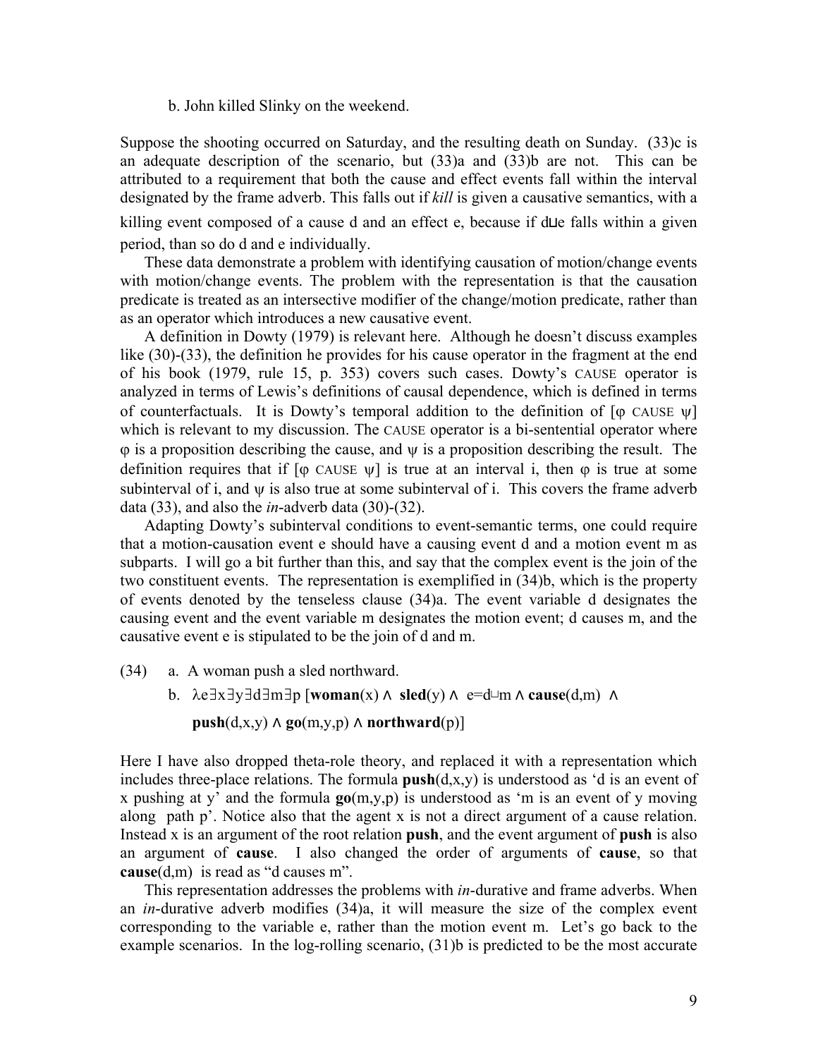b. John killed Slinky on the weekend.

Suppose the shooting occurred on Saturday, and the resulting death on Sunday. (33)c is an adequate description of the scenario, but (33)a and (33)b are not. This can be attributed to a requirement that both the cause and effect events fall within the interval designated by the frame adverb. This falls out if *kill* is given a causative semantics, with a killing event composed of a cause d and an effect e, because if $d \sqcup e$ falls within a given period, than so do d and e individually.

These data demonstrate a problem with identifying causation of motion/change events with motion/change events. The problem with the representation is that the causation predicate is treated as an intersective modifier of the change/motion predicate, rather than as an operator which introduces a new causative event.

A definition in Dowty (1979) is relevant here. Although he doesn't discuss examples like (30)-(33), the definition he provides for his cause operator in the fragment at the end of his book (1979, rule 15, p. 353) covers such cases. Dowty's CAUSE operator is analyzed in terms of Lewis's definitions of causal dependence, which is defined in terms of counterfactuals. It is Dowty's temporal addition to the definition of [$\varphi$ CAUSE $\psi$] which is relevant to my discussion. The CAUSE operator is a bi-sentential operator where $\varphi$ is a proposition describing the cause, and $\psi$ is a proposition describing the result. The definition requires that if [$\varphi$ CAUSE $\psi$] is true at an interval i, then $\varphi$ is true at some subinterval of i, and $\psi$ is also true at some subinterval of i. This covers the frame adverb data (33), and also the *in*-adverb data (30)-(32).

Adapting Dowty's subinterval conditions to event-semantic terms, one could require that a motion-causation event e should have a causing event d and a motion event m as subparts. I will go a bit further than this, and say that the complex event is the join of the two constituent events. The representation is exemplified in (34)b, which is the property of events denoted by the tenseless clause (34)a. The event variable d designates the causing event and the event variable m designates the motion event; d causes m, and the causative event e is stipulated to be the join of d and m.

(34) a. A woman push a sled northward.

b. $\lambda e \exists x \exists y \exists d \exists m \exists p\, [\mathbf{woman}(x) \wedge \mathbf{sled}(y) \wedge e{=}d \sqcup m \wedge \mathbf{cause}(d,m) \wedge \mathbf{push}(d,x,y) \wedge \mathbf{go}(m,y,p) \wedge \mathbf{northward}(p)]$

Here I have also dropped theta-role theory, and replaced it with a representation which includes three-place relations. The formula **push**(d,x,y) is understood as 'd is an event of x pushing at y' and the formula **go**(m,y,p) is understood as 'm is an event of y moving along path p'. Notice also that the agent x is not a direct argument of a cause relation. Instead x is an argument of the root relation **push**, and the event argument of **push** is also an argument of **cause**. I also changed the order of arguments of **cause**, so that **cause**(d,m) is read as "d causes m".

This representation addresses the problems with *in*-durative and frame adverbs. When an *in*-durative adverb modifies (34)a, it will measure the size of the complex event corresponding to the variable e, rather than the motion event m. Let's go back to the example scenarios. In the log-rolling scenario, (31)b is predicted to be the most accurate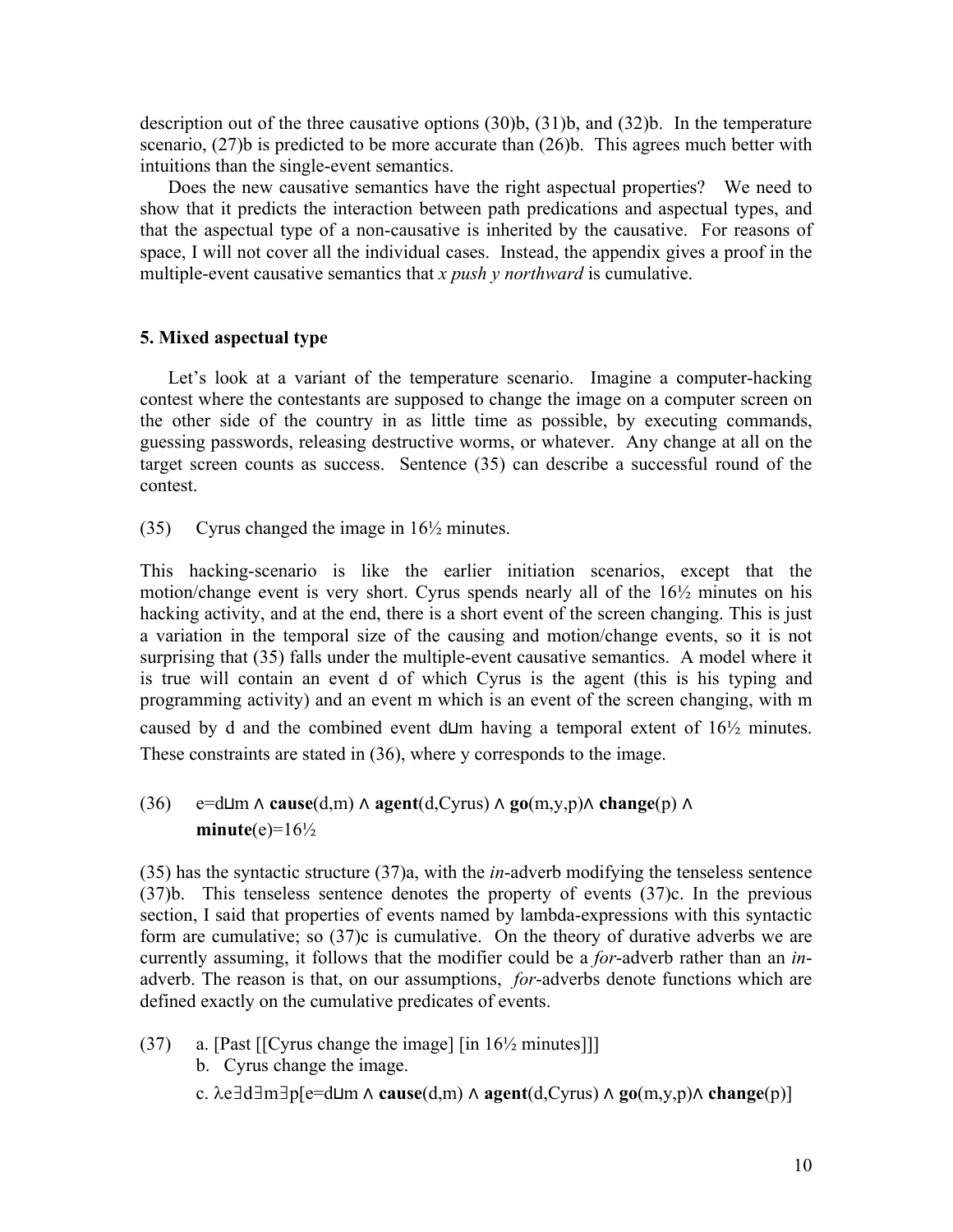description out of the three causative options (30)b, (31)b, and (32)b. In the temperature scenario, (27)b is predicted to be more accurate than (26)b. This agrees much better with intuitions than the single-event semantics.

Does the new causative semantics have the right aspectual properties? We need to show that it predicts the interaction between path predications and aspectual types, and that the aspectual type of a non-causative is inherited by the causative. For reasons of space, I will not cover all the individual cases. Instead, the appendix gives a proof in the multiple-event causative semantics that *x push y northward* is cumulative.

**5. Mixed aspectual type**

Let's look at a variant of the temperature scenario. Imagine a computer-hacking contest where the contestants are supposed to change the image on a computer screen on the other side of the country in as little time as possible, by executing commands, guessing passwords, releasing destructive worms, or whatever. Any change at all on the target screen counts as success. Sentence (35) can describe a successful round of the contest.

(35) Cyrus changed the image in 16½ minutes.

This hacking-scenario is like the earlier initiation scenarios, except that the motion/change event is very short. Cyrus spends nearly all of the 16½ minutes on his hacking activity, and at the end, there is a short event of the screen changing. This is just a variation in the temporal size of the causing and motion/change events, so it is not surprising that (35) falls under the multiple-event causative semantics. A model where it is true will contain an event d of which Cyrus is the agent (this is his typing and programming activity) and an event m which is an event of the screen changing, with m caused by d and the combined event $d \sqcup m$ having a temporal extent of 16½ minutes. These constraints are stated in (36), where y corresponds to the image.

(36) $e = d \sqcup m \wedge \mathbf{cause}(d,m) \wedge \mathbf{agent}(d,\text{Cyrus}) \wedge \mathbf{go}(m,y,p) \wedge \mathbf{change}(p) \wedge \mathbf{minute}(e) = 16½$

(35) has the syntactic structure (37)a, with the *in*-adverb modifying the tenseless sentence (37)b. This tenseless sentence denotes the property of events (37)c. In the previous section, I said that properties of events named by lambda-expressions with this syntactic form are cumulative; so (37)c is cumulative. On the theory of durative adverbs we are currently assuming, it follows that the modifier could be a *for*-adverb rather than an *in*-adverb. The reason is that, on our assumptions, *for*-adverbs denote functions which are defined exactly on the cumulative predicates of events.

(37) a. [Past [[Cyrus change the image] [in 16½ minutes]]]
  b. Cyrus change the image.
  c. $\lambda e \exists d \exists m \exists p[e = d \sqcup m \wedge \mathbf{cause}(d,m) \wedge \mathbf{agent}(d,\text{Cyrus}) \wedge \mathbf{go}(m,y,p) \wedge \mathbf{change}(p)]$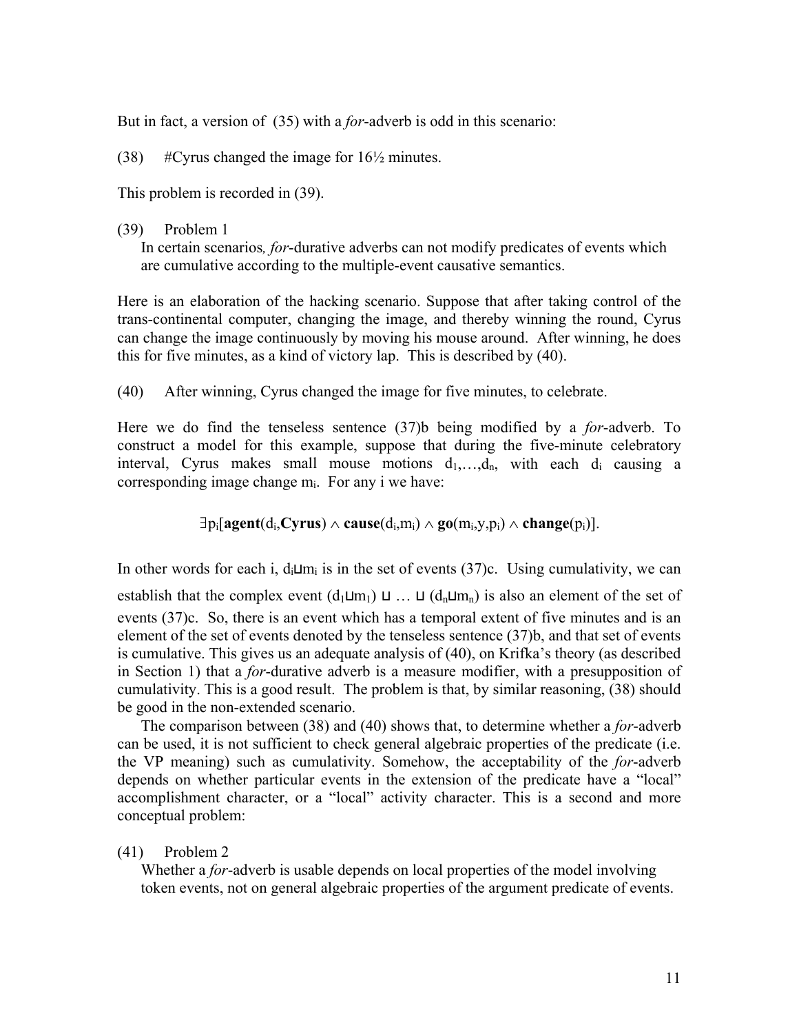But in fact, a version of (35) with a *for*-adverb is odd in this scenario:

(38) #Cyrus changed the image for 16½ minutes.

This problem is recorded in (39).

(39) Problem 1
In certain scenarios*, for*-durative adverbs can not modify predicates of events which are cumulative according to the multiple-event causative semantics.

Here is an elaboration of the hacking scenario. Suppose that after taking control of the trans-continental computer, changing the image, and thereby winning the round, Cyrus can change the image continuously by moving his mouse around. After winning, he does this for five minutes, as a kind of victory lap. This is described by (40).

(40) After winning, Cyrus changed the image for five minutes, to celebrate.

Here we do find the tenseless sentence (37)b being modified by a *for*-adverb. To construct a model for this example, suppose that during the five-minute celebratory interval, Cyrus makes small mouse motions $d_1,\ldots,d_n$, with each $d_i$ causing a corresponding image change $m_i$. For any i we have:

$$\exists p_i[\mathbf{agent}(d_i,\mathbf{Cyrus}) \wedge \mathbf{cause}(d_i,m_i) \wedge \mathbf{go}(m_i,y,p_i) \wedge \mathbf{change}(p_i)].$$

In other words for each i, $d_i \sqcup m_i$ is in the set of events (37)c. Using cumulativity, we can establish that the complex event $(d_1 \sqcup m_1) \sqcup \ldots \sqcup (d_n \sqcup m_n)$ is also an element of the set of events (37)c. So, there is an event which has a temporal extent of five minutes and is an element of the set of events denoted by the tenseless sentence (37)b, and that set of events is cumulative. This gives us an adequate analysis of (40), on Krifka's theory (as described in Section 1) that a *for*-durative adverb is a measure modifier, with a presupposition of cumulativity. This is a good result. The problem is that, by similar reasoning, (38) should be good in the non-extended scenario.

The comparison between (38) and (40) shows that, to determine whether a *for*-adverb can be used, it is not sufficient to check general algebraic properties of the predicate (i.e. the VP meaning) such as cumulativity. Somehow, the acceptability of the *for*-adverb depends on whether particular events in the extension of the predicate have a "local" accomplishment character, or a "local" activity character. This is a second and more conceptual problem:

(41) Problem 2
Whether a *for*-adverb is usable depends on local properties of the model involving token events, not on general algebraic properties of the argument predicate of events.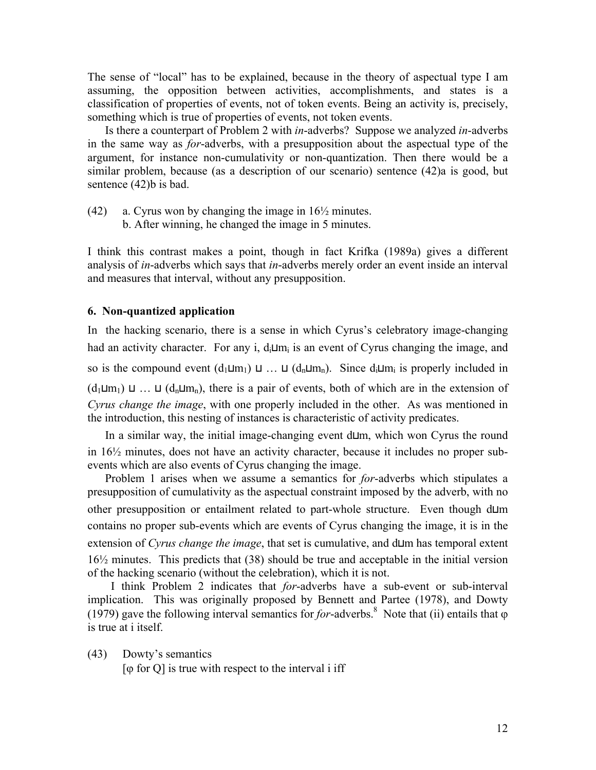The sense of "local" has to be explained, because in the theory of aspectual type I am assuming, the opposition between activities, accomplishments, and states is a classification of properties of events, not of token events. Being an activity is, precisely, something which is true of properties of events, not token events.

Is there a counterpart of Problem 2 with *in*-adverbs? Suppose we analyzed *in*-adverbs in the same way as *for*-adverbs, with a presupposition about the aspectual type of the argument, for instance non-cumulativity or non-quantization. Then there would be a similar problem, because (as a description of our scenario) sentence (42)a is good, but sentence (42)b is bad.

(42) a. Cyrus won by changing the image in 16½ minutes.
  b. After winning, he changed the image in 5 minutes.

I think this contrast makes a point, though in fact Krifka (1989a) gives a different analysis of *in*-adverbs which says that *in*-adverbs merely order an event inside an interval and measures that interval, without any presupposition.

### 6. Non-quantized application

In the hacking scenario, there is a sense in which Cyrus's celebratory image-changing had an activity character. For any i, $d_i \sqcup m_i$ is an event of Cyrus changing the image, and so is the compound event $(d_1 \sqcup m_1) \sqcup \ldots \sqcup (d_n \sqcup m_n)$. Since $d_i \sqcup m_i$ is properly included in $(d_1 \sqcup m_1) \sqcup \ldots \sqcup (d_n \sqcup m_n)$, there is a pair of events, both of which are in the extension of *Cyrus change the image*, with one properly included in the other. As was mentioned in the introduction, this nesting of instances is characteristic of activity predicates.

In a similar way, the initial image-changing event $d \sqcup m$, which won Cyrus the round in 16½ minutes, does not have an activity character, because it includes no proper sub-events which are also events of Cyrus changing the image.

Problem 1 arises when we assume a semantics for *for*-adverbs which stipulates a presupposition of cumulativity as the aspectual constraint imposed by the adverb, with no other presupposition or entailment related to part-whole structure. Even though $d \sqcup m$ contains no proper sub-events which are events of Cyrus changing the image, it is in the extension of *Cyrus change the image*, that set is cumulative, and $d \sqcup m$ has temporal extent 16½ minutes. This predicts that (38) should be true and acceptable in the initial version of the hacking scenario (without the celebration), which it is not.

I think Problem 2 indicates that *for*-adverbs have a sub-event or sub-interval implication. This was originally proposed by Bennett and Partee (1978), and Dowty (1979) gave the following interval semantics for *for*-adverbs.[8] Note that (ii) entails that $\varphi$ is true at i itself.

(43) Dowty's semantics
  [$\varphi$ for Q] is true with respect to the interval i iff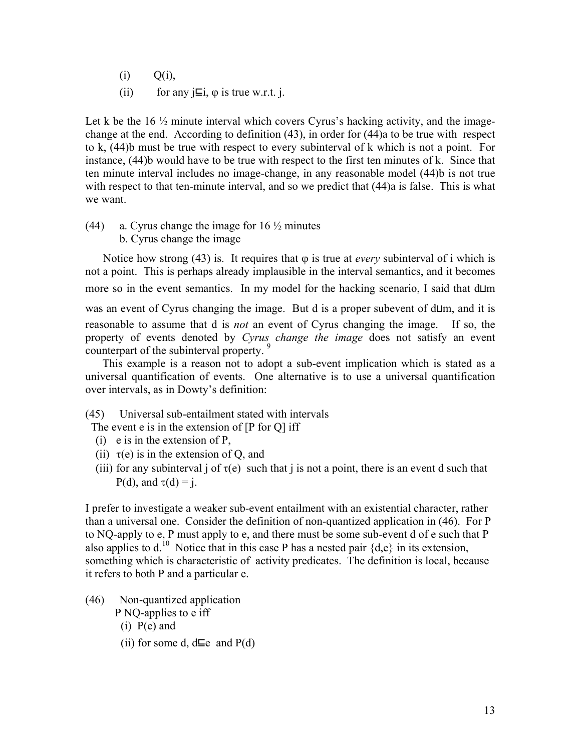(i) Q(i),

(ii) for any $j \sqsubseteq i$, $\varphi$ is true w.r.t. j.

Let k be the 16 ½ minute interval which covers Cyrus's hacking activity, and the image-change at the end. According to definition (43), in order for (44)a to be true with respect to k, (44)b must be true with respect to every subinterval of k which is not a point. For instance, (44)b would have to be true with respect to the first ten minutes of k. Since that ten minute interval includes no image-change, in any reasonable model (44)b is not true with respect to that ten-minute interval, and so we predict that (44)a is false. This is what we want.

(44) a. Cyrus change the image for 16 ½ minutes
  b. Cyrus change the image

Notice how strong (43) is. It requires that $\varphi$ is true at *every* subinterval of i which is not a point. This is perhaps already implausible in the interval semantics, and it becomes more so in the event semantics. In my model for the hacking scenario, I said that $d \sqcup m$ was an event of Cyrus changing the image. But d is a proper subevent of $d \sqcup m$, and it is reasonable to assume that d is *not* an event of Cyrus changing the image. If so, the property of events denoted by *Cyrus change the image* does not satisfy an event counterpart of the subinterval property.[9]

This example is a reason not to adopt a sub-event implication which is stated as a universal quantification of events. One alternative is to use a universal quantification over intervals, as in Dowty's definition:

(45) Universal sub-entailment stated with intervals
The event e is in the extension of [P for Q] iff
 (i) e is in the extension of P,
 (ii) $\tau(e)$ is in the extension of Q, and
 (iii) for any subinterval j of $\tau(e)$ such that j is not a point, there is an event d such that P(d), and $\tau(d) = j$.

I prefer to investigate a weaker sub-event entailment with an existential character, rather than a universal one. Consider the definition of non-quantized application in (46). For P to NQ-apply to e, P must apply to e, and there must be some sub-event d of e such that P also applies to d.[10] Notice that in this case P has a nested pair {d,e} in its extension, something which is characteristic of activity predicates. The definition is local, because it refers to both P and a particular e.

(46) Non-quantized application
 P NQ-applies to e iff
 (i) P(e) and
 (ii) for some d, $d \sqsubseteq e$ and P(d)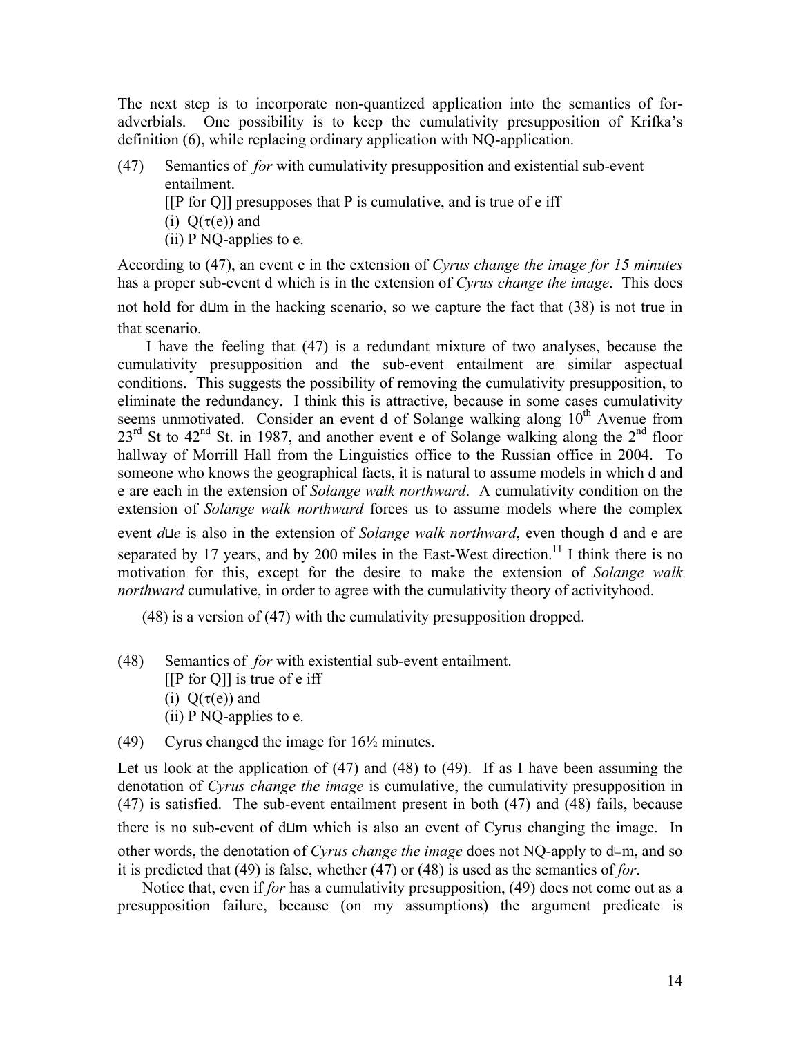The next step is to incorporate non-quantized application into the semantics of for-adverbials. One possibility is to keep the cumulativity presupposition of Krifka's definition (6), while replacing ordinary application with NQ-application.

(47) Semantics of *for* with cumulativity presupposition and existential sub-event entailment.
[[P for Q]] presupposes that P is cumulative, and is true of e iff
(i) $Q(\tau(e))$ and
(ii) P NQ-applies to e.

According to (47), an event e in the extension of *Cyrus change the image for 15 minutes* has a proper sub-event d which is in the extension of *Cyrus change the image*. This does not hold for $d \sqcup m$ in the hacking scenario, so we capture the fact that (38) is not true in that scenario.

I have the feeling that (47) is a redundant mixture of two analyses, because the cumulativity presupposition and the sub-event entailment are similar aspectual conditions. This suggests the possibility of removing the cumulativity presupposition, to eliminate the redundancy. I think this is attractive, because in some cases cumulativity seems unmotivated. Consider an event d of Solange walking along 10th Avenue from 23rd St to 42nd St. in 1987, and another event e of Solange walking along the 2nd floor hallway of Morrill Hall from the Linguistics office to the Russian office in 2004. To someone who knows the geographical facts, it is natural to assume models in which d and e are each in the extension of *Solange walk northward*. A cumulativity condition on the extension of *Solange walk northward* forces us to assume models where the complex event $d \sqcup e$ is also in the extension of *Solange walk northward*, even though d and e are separated by 17 years, and by 200 miles in the East-West direction.[11] I think there is no motivation for this, except for the desire to make the extension of *Solange walk northward* cumulative, in order to agree with the cumulativity theory of activityhood.

(48) is a version of (47) with the cumulativity presupposition dropped.

(48) Semantics of *for* with existential sub-event entailment.
[[P for Q]] is true of e iff
(i) $Q(\tau(e))$ and
(ii) P NQ-applies to e.

(49) Cyrus changed the image for 16½ minutes.

Let us look at the application of (47) and (48) to (49). If as I have been assuming the denotation of *Cyrus change the image* is cumulative, the cumulativity presupposition in (47) is satisfied. The sub-event entailment present in both (47) and (48) fails, because there is no sub-event of $d \sqcup m$ which is also an event of Cyrus changing the image. In other words, the denotation of *Cyrus change the image* does not NQ-apply to $d \sqcup m$, and so it is predicted that (49) is false, whether (47) or (48) is used as the semantics of *for*.

Notice that, even if *for* has a cumulativity presupposition, (49) does not come out as a presupposition failure, because (on my assumptions) the argument predicate is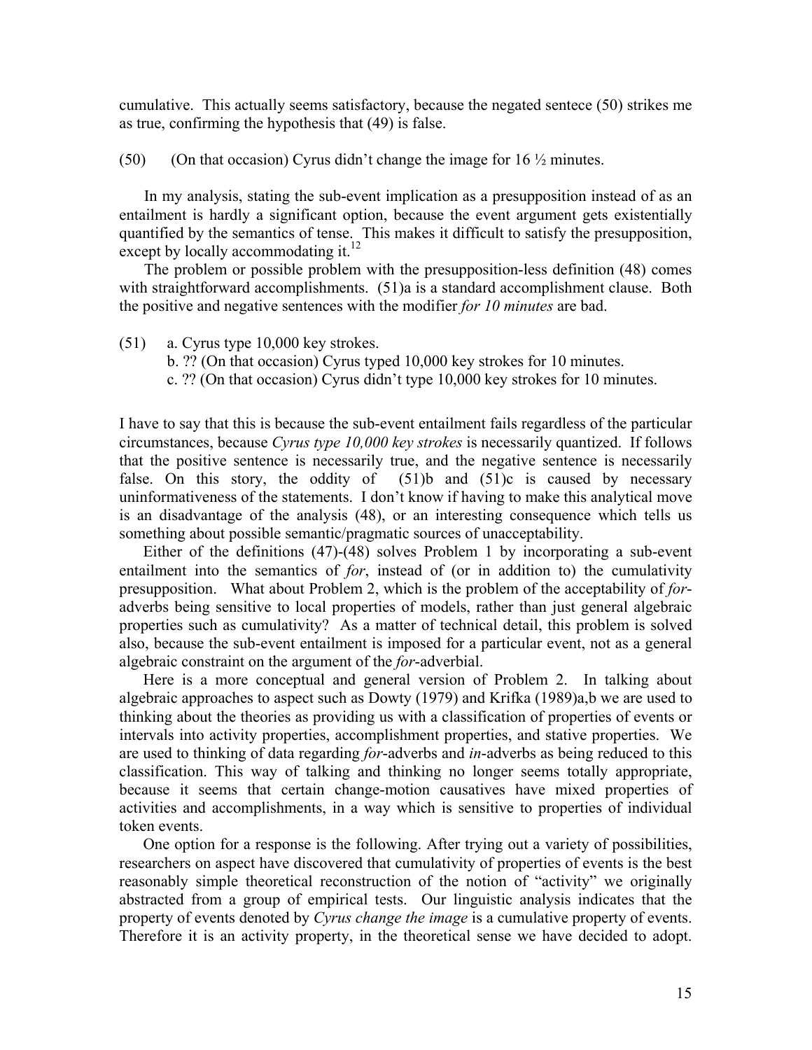cumulative. This actually seems satisfactory, because the negated sentece (50) strikes me as true, confirming the hypothesis that (49) is false.

(50) (On that occasion) Cyrus didn't change the image for 16 ½ minutes.

In my analysis, stating the sub-event implication as a presupposition instead of as an entailment is hardly a significant option, because the event argument gets existentially quantified by the semantics of tense. This makes it difficult to satisfy the presupposition, except by locally accommodating it.[12]

The problem or possible problem with the presupposition-less definition (48) comes with straightforward accomplishments. (51)a is a standard accomplishment clause. Both the positive and negative sentences with the modifier *for 10 minutes* are bad.

(51) a. Cyrus type 10,000 key strokes.
 b. ?? (On that occasion) Cyrus typed 10,000 key strokes for 10 minutes.
 c. ?? (On that occasion) Cyrus didn't type 10,000 key strokes for 10 minutes.

I have to say that this is because the sub-event entailment fails regardless of the particular circumstances, because *Cyrus type 10,000 key strokes* is necessarily quantized. If follows that the positive sentence is necessarily true, and the negative sentence is necessarily false. On this story, the oddity of (51)b and (51)c is caused by necessary uninformativeness of the statements. I don't know if having to make this analytical move is an disadvantage of the analysis (48), or an interesting consequence which tells us something about possible semantic/pragmatic sources of unacceptability.

Either of the definitions (47)-(48) solves Problem 1 by incorporating a sub-event entailment into the semantics of *for*, instead of (or in addition to) the cumulativity presupposition. What about Problem 2, which is the problem of the acceptability of *for*-adverbs being sensitive to local properties of models, rather than just general algebraic properties such as cumulativity? As a matter of technical detail, this problem is solved also, because the sub-event entailment is imposed for a particular event, not as a general algebraic constraint on the argument of the *for*-adverbial.

Here is a more conceptual and general version of Problem 2. In talking about algebraic approaches to aspect such as Dowty (1979) and Krifka (1989)a,b we are used to thinking about the theories as providing us with a classification of properties of events or intervals into activity properties, accomplishment properties, and stative properties. We are used to thinking of data regarding *for*-adverbs and *in*-adverbs as being reduced to this classification. This way of talking and thinking no longer seems totally appropriate, because it seems that certain change-motion causatives have mixed properties of activities and accomplishments, in a way which is sensitive to properties of individual token events.

One option for a response is the following. After trying out a variety of possibilities, researchers on aspect have discovered that cumulativity of properties of events is the best reasonably simple theoretical reconstruction of the notion of "activity" we originally abstracted from a group of empirical tests. Our linguistic analysis indicates that the property of events denoted by *Cyrus change the image* is a cumulative property of events. Therefore it is an activity property, in the theoretical sense we have decided to adopt.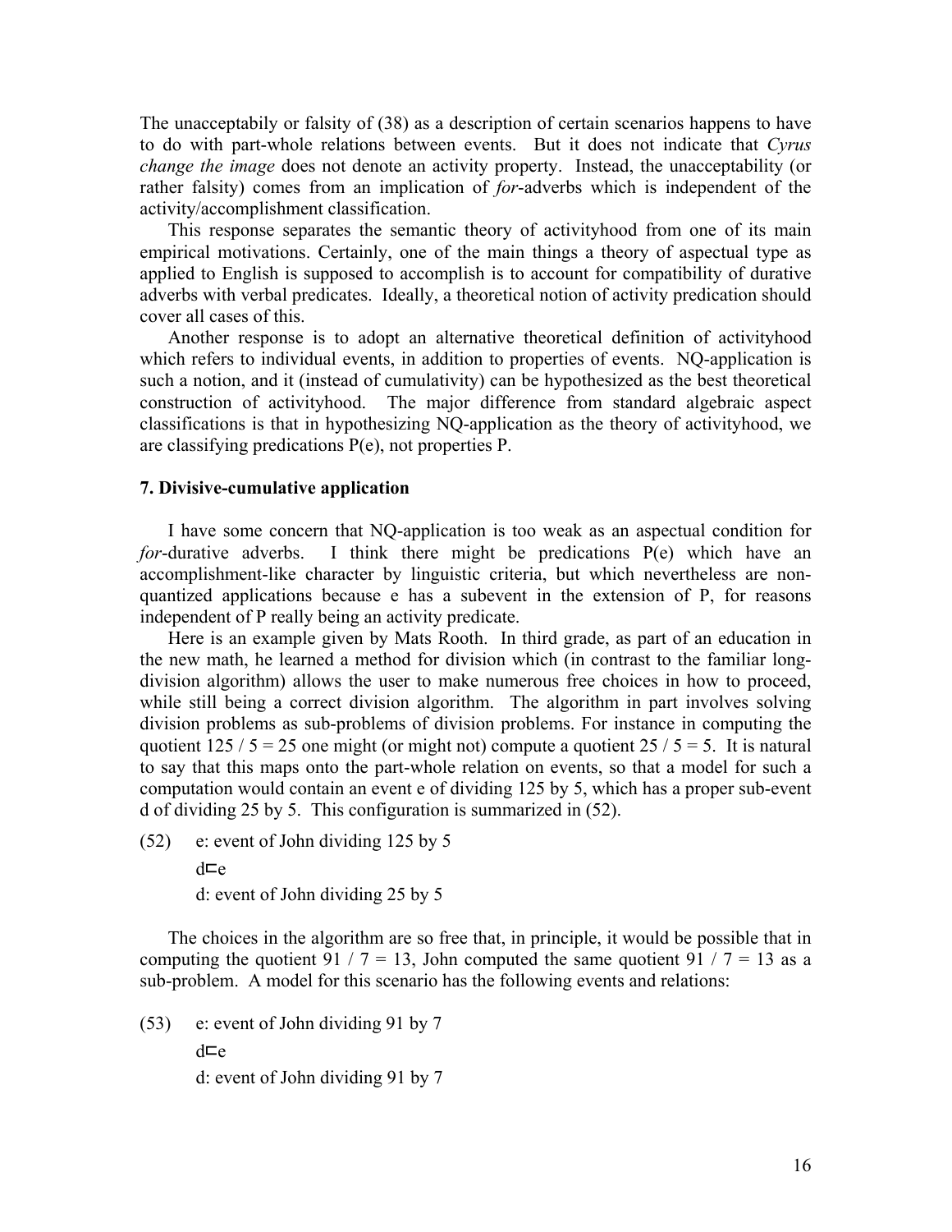The unacceptabily or falsity of (38) as a description of certain scenarios happens to have to do with part-whole relations between events. But it does not indicate that *Cyrus change the image* does not denote an activity property. Instead, the unacceptability (or rather falsity) comes from an implication of *for*-adverbs which is independent of the activity/accomplishment classification.

This response separates the semantic theory of activityhood from one of its main empirical motivations. Certainly, one of the main things a theory of aspectual type as applied to English is supposed to accomplish is to account for compatibility of durative adverbs with verbal predicates. Ideally, a theoretical notion of activity predication should cover all cases of this.

Another response is to adopt an alternative theoretical definition of activityhood which refers to individual events, in addition to properties of events. NQ-application is such a notion, and it (instead of cumulativity) can be hypothesized as the best theoretical construction of activityhood. The major difference from standard algebraic aspect classifications is that in hypothesizing NQ-application as the theory of activityhood, we are classifying predications P(e), not properties P.

### 7. Divisive-cumulative application

I have some concern that NQ-application is too weak as an aspectual condition for *for*-durative adverbs. I think there might be predications P(e) which have an accomplishment-like character by linguistic criteria, but which nevertheless are non-quantized applications because e has a subevent in the extension of P, for reasons independent of P really being an activity predicate.

Here is an example given by Mats Rooth. In third grade, as part of an education in the new math, he learned a method for division which (in contrast to the familiar long-division algorithm) allows the user to make numerous free choices in how to proceed, while still being a correct division algorithm. The algorithm in part involves solving division problems as sub-problems of division problems. For instance in computing the quotient 125 / 5 = 25 one might (or might not) compute a quotient 25 / 5 = 5. It is natural to say that this maps onto the part-whole relation on events, so that a model for such a computation would contain an event e of dividing 125 by 5, which has a proper sub-event d of dividing 25 by 5. This configuration is summarized in (52).

(52) e: event of John dividing 125 by 5
$d \sqsubset e$
d: event of John dividing 25 by 5

The choices in the algorithm are so free that, in principle, it would be possible that in computing the quotient 91 / 7 = 13, John computed the same quotient 91 / 7 = 13 as a sub-problem. A model for this scenario has the following events and relations:

(53) e: event of John dividing 91 by 7
$d \sqsubset e$
d: event of John dividing 91 by 7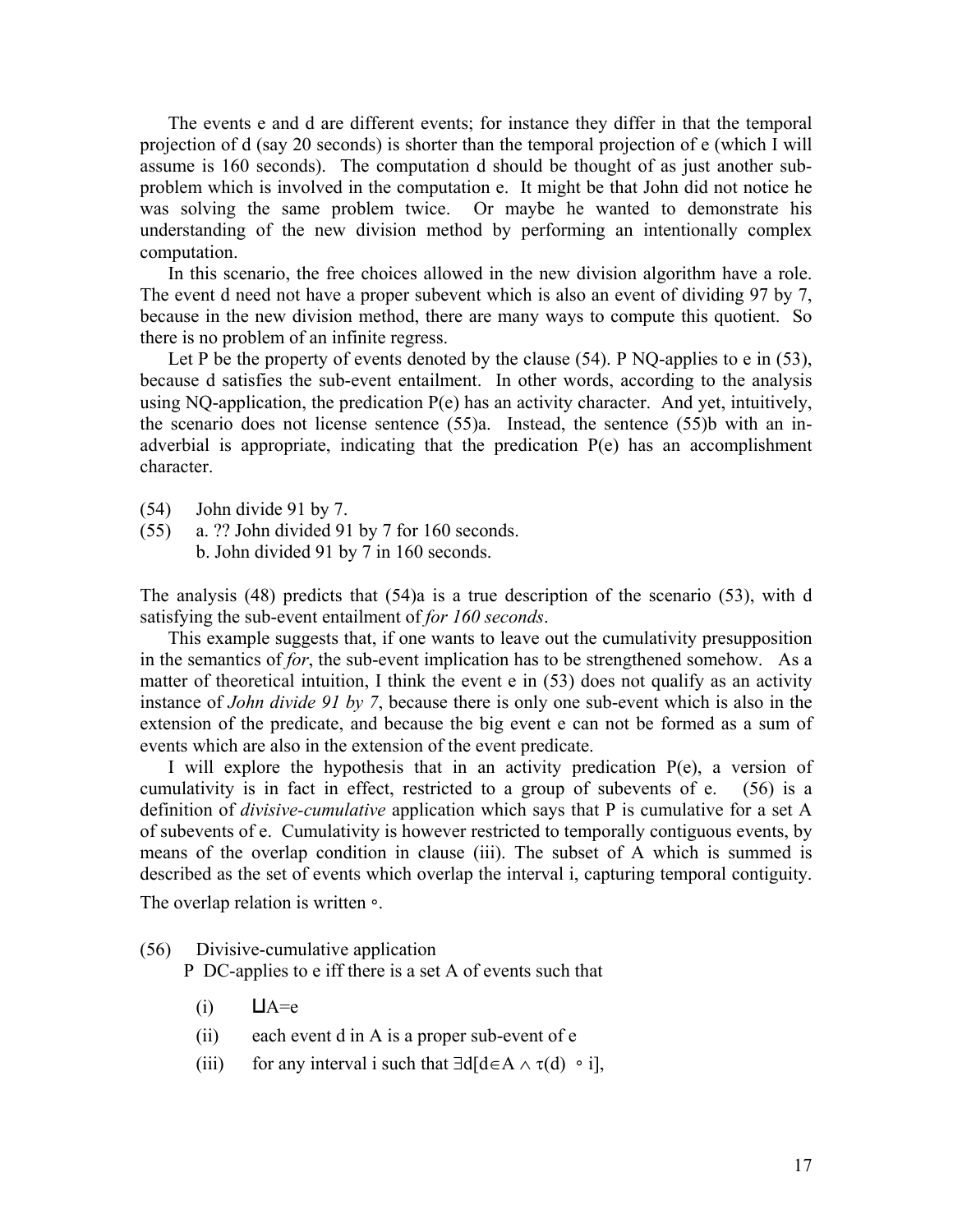The events e and d are different events; for instance they differ in that the temporal projection of d (say 20 seconds) is shorter than the temporal projection of e (which I will assume is 160 seconds). The computation d should be thought of as just another sub-problem which is involved in the computation e. It might be that John did not notice he was solving the same problem twice. Or maybe he wanted to demonstrate his understanding of the new division method by performing an intentionally complex computation.

In this scenario, the free choices allowed in the new division algorithm have a role. The event d need not have a proper subevent which is also an event of dividing 97 by 7, because in the new division method, there are many ways to compute this quotient. So there is no problem of an infinite regress.

Let P be the property of events denoted by the clause (54). P NQ-applies to e in (53), because d satisfies the sub-event entailment. In other words, according to the analysis using NQ-application, the predication P(e) has an activity character. And yet, intuitively, the scenario does not license sentence (55)a. Instead, the sentence (55)b with an in-adverbial is appropriate, indicating that the predication P(e) has an accomplishment character.

(54) John divide 91 by 7.

(55) a. ?? John divided 91 by 7 for 160 seconds.
     b. John divided 91 by 7 in 160 seconds.

The analysis (48) predicts that (54)a is a true description of the scenario (53), with d satisfying the sub-event entailment of *for 160 seconds*.

This example suggests that, if one wants to leave out the cumulativity presupposition in the semantics of *for*, the sub-event implication has to be strengthened somehow. As a matter of theoretical intuition, I think the event e in (53) does not qualify as an activity instance of *John divide 91 by 7*, because there is only one sub-event which is also in the extension of the predicate, and because the big event e can not be formed as a sum of events which are also in the extension of the event predicate.

I will explore the hypothesis that in an activity predication P(e), a version of cumulativity is in fact in effect, restricted to a group of subevents of e. (56) is a definition of *divisive-cumulative* application which says that P is cumulative for a set A of subevents of e. Cumulativity is however restricted to temporally contiguous events, by means of the overlap condition in clause (iii). The subset of A which is summed is described as the set of events which overlap the interval i, capturing temporal contiguity. The overlap relation is written $\circ$.

(56) Divisive-cumulative application

P DC-applies to e iff there is a set A of events such that

(i) $\bigsqcup A = e$

(ii) each event d in A is a proper sub-event of e

(iii) for any interval i such that $\exists d[d \in A \wedge \tau(d) \circ i]$,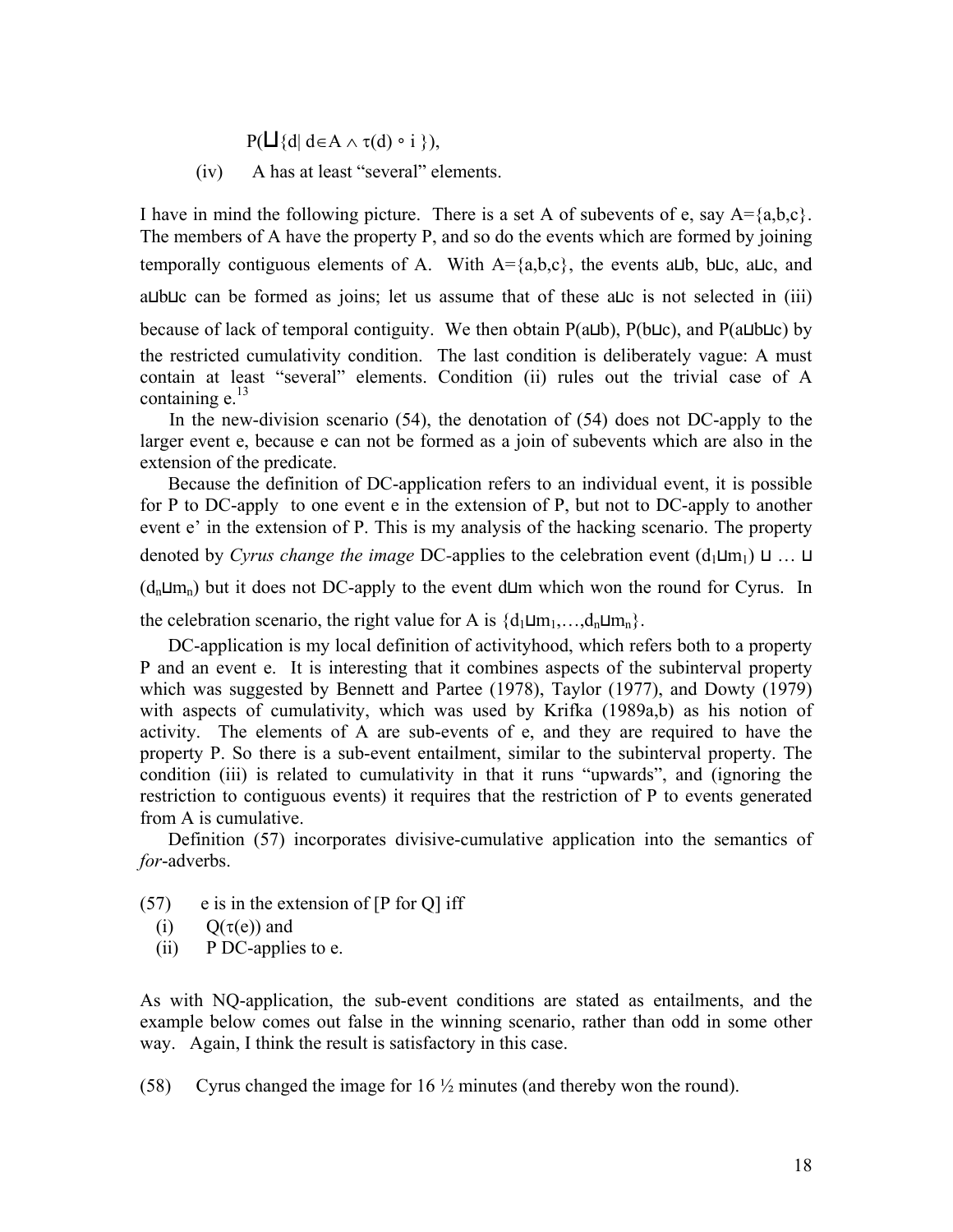$P(\bigsqcup\{d \mid d \in A \wedge \tau(d) \circ i\})$,

(iv) A has at least "several" elements.

I have in mind the following picture. There is a set A of subevents of e, say $A=\{a,b,c\}$. The members of A have the property P, and so do the events which are formed by joining temporally contiguous elements of A. With $A=\{a,b,c\}$, the events $a \sqcup b$, $b \sqcup c$, $a \sqcup c$, and $a \sqcup b \sqcup c$ can be formed as joins; let us assume that of these $a \sqcup c$ is not selected in (iii) because of lack of temporal contiguity. We then obtain $P(a \sqcup b)$, $P(b \sqcup c)$, and $P(a \sqcup b \sqcup c)$ by the restricted cumulativity condition. The last condition is deliberately vague: A must contain at least "several" elements. Condition (ii) rules out the trivial case of A containing e.[13]

In the new-division scenario (54), the denotation of (54) does not DC-apply to the larger event e, because e can not be formed as a join of subevents which are also in the extension of the predicate.

Because the definition of DC-application refers to an individual event, it is possible for P to DC-apply to one event e in the extension of P, but not to DC-apply to another event e' in the extension of P. This is my analysis of the hacking scenario. The property denoted by *Cyrus change the image* DC-applies to the celebration event $(d_1 \sqcup m_1) \sqcup \ldots \sqcup (d_n \sqcup m_n)$ but it does not DC-apply to the event $d \sqcup m$ which won the round for Cyrus. In the celebration scenario, the right value for A is $\{d_1 \sqcup m_1, \ldots, d_n \sqcup m_n\}$.

DC-application is my local definition of activityhood, which refers both to a property P and an event e. It is interesting that it combines aspects of the subinterval property which was suggested by Bennett and Partee (1978), Taylor (1977), and Dowty (1979) with aspects of cumulativity, which was used by Krifka (1989a,b) as his notion of activity. The elements of A are sub-events of e, and they are required to have the property P. So there is a sub-event entailment, similar to the subinterval property. The condition (iii) is related to cumulativity in that it runs "upwards", and (ignoring the restriction to contiguous events) it requires that the restriction of P to events generated from A is cumulative.

Definition (57) incorporates divisive-cumulative application into the semantics of *for*-adverbs.

(57) e is in the extension of [P for Q] iff
  (i) $Q(\tau(e))$ and
  (ii) P DC-applies to e.

As with NQ-application, the sub-event conditions are stated as entailments, and the example below comes out false in the winning scenario, rather than odd in some other way. Again, I think the result is satisfactory in this case.

(58) Cyrus changed the image for 16 ½ minutes (and thereby won the round).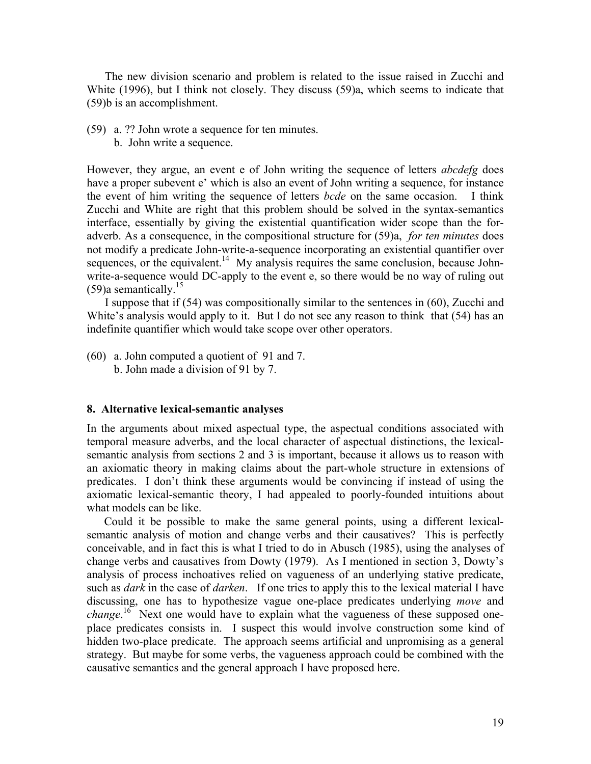The new division scenario and problem is related to the issue raised in Zucchi and White (1996), but I think not closely. They discuss (59)a, which seems to indicate that (59)b is an accomplishment.

(59) a. ?? John wrote a sequence for ten minutes.
  b. John write a sequence.

However, they argue, an event e of John writing the sequence of letters *abcdefg* does have a proper subevent e' which is also an event of John writing a sequence, for instance the event of him writing the sequence of letters *bcde* on the same occasion. I think Zucchi and White are right that this problem should be solved in the syntax-semantics interface, essentially by giving the existential quantification wider scope than the for-adverb. As a consequence, in the compositional structure for (59)a, *for ten minutes* does not modify a predicate John-write-a-sequence incorporating an existential quantifier over sequences, or the equivalent.[14] My analysis requires the same conclusion, because John-write-a-sequence would DC-apply to the event e, so there would be no way of ruling out (59)a semantically.[15]

I suppose that if (54) was compositionally similar to the sentences in (60), Zucchi and White's analysis would apply to it. But I do not see any reason to think that (54) has an indefinite quantifier which would take scope over other operators.

(60) a. John computed a quotient of 91 and 7.
  b. John made a division of 91 by 7.

## 8. Alternative lexical-semantic analyses

In the arguments about mixed aspectual type, the aspectual conditions associated with temporal measure adverbs, and the local character of aspectual distinctions, the lexical-semantic analysis from sections 2 and 3 is important, because it allows us to reason with an axiomatic theory in making claims about the part-whole structure in extensions of predicates. I don't think these arguments would be convincing if instead of using the axiomatic lexical-semantic theory, I had appealed to poorly-founded intuitions about what models can be like.

Could it be possible to make the same general points, using a different lexical-semantic analysis of motion and change verbs and their causatives? This is perfectly conceivable, and in fact this is what I tried to do in Abusch (1985), using the analyses of change verbs and causatives from Dowty (1979). As I mentioned in section 3, Dowty's analysis of process inchoatives relied on vagueness of an underlying stative predicate, such as *dark* in the case of *darken*. If one tries to apply this to the lexical material I have discussing, one has to hypothesize vague one-place predicates underlying *move* and *change*.[16] Next one would have to explain what the vagueness of these supposed one-place predicates consists in. I suspect this would involve construction some kind of hidden two-place predicate. The approach seems artificial and unpromising as a general strategy. But maybe for some verbs, the vagueness approach could be combined with the causative semantics and the general approach I have proposed here.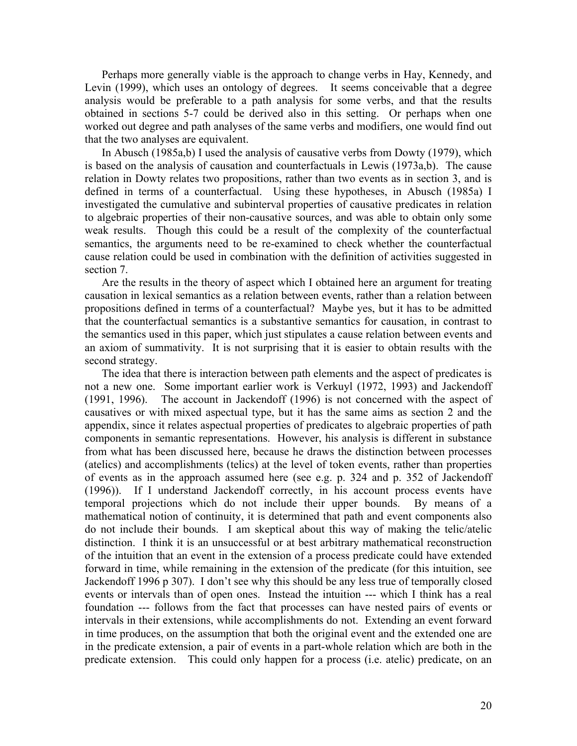Perhaps more generally viable is the approach to change verbs in Hay, Kennedy, and Levin (1999), which uses an ontology of degrees. It seems conceivable that a degree analysis would be preferable to a path analysis for some verbs, and that the results obtained in sections 5-7 could be derived also in this setting. Or perhaps when one worked out degree and path analyses of the same verbs and modifiers, one would find out that the two analyses are equivalent.

In Abusch (1985a,b) I used the analysis of causative verbs from Dowty (1979), which is based on the analysis of causation and counterfactuals in Lewis (1973a,b). The cause relation in Dowty relates two propositions, rather than two events as in section 3, and is defined in terms of a counterfactual. Using these hypotheses, in Abusch (1985a) I investigated the cumulative and subinterval properties of causative predicates in relation to algebraic properties of their non-causative sources, and was able to obtain only some weak results. Though this could be a result of the complexity of the counterfactual semantics, the arguments need to be re-examined to check whether the counterfactual cause relation could be used in combination with the definition of activities suggested in section 7.

Are the results in the theory of aspect which I obtained here an argument for treating causation in lexical semantics as a relation between events, rather than a relation between propositions defined in terms of a counterfactual? Maybe yes, but it has to be admitted that the counterfactual semantics is a substantive semantics for causation, in contrast to the semantics used in this paper, which just stipulates a cause relation between events and an axiom of summativity. It is not surprising that it is easier to obtain results with the second strategy.

The idea that there is interaction between path elements and the aspect of predicates is not a new one. Some important earlier work is Verkuyl (1972, 1993) and Jackendoff (1991, 1996). The account in Jackendoff (1996) is not concerned with the aspect of causatives or with mixed aspectual type, but it has the same aims as section 2 and the appendix, since it relates aspectual properties of predicates to algebraic properties of path components in semantic representations. However, his analysis is different in substance from what has been discussed here, because he draws the distinction between processes (atelics) and accomplishments (telics) at the level of token events, rather than properties of events as in the approach assumed here (see e.g. p. 324 and p. 352 of Jackendoff (1996)). If I understand Jackendoff correctly, in his account process events have temporal projections which do not include their upper bounds. By means of a mathematical notion of continuity, it is determined that path and event components also do not include their bounds. I am skeptical about this way of making the telic/atelic distinction. I think it is an unsuccessful or at best arbitrary mathematical reconstruction of the intuition that an event in the extension of a process predicate could have extended forward in time, while remaining in the extension of the predicate (for this intuition, see Jackendoff 1996 p 307). I don't see why this should be any less true of temporally closed events or intervals than of open ones. Instead the intuition --- which I think has a real foundation --- follows from the fact that processes can have nested pairs of events or intervals in their extensions, while accomplishments do not. Extending an event forward in time produces, on the assumption that both the original event and the extended one are in the predicate extension, a pair of events in a part-whole relation which are both in the predicate extension. This could only happen for a process (i.e. atelic) predicate, on an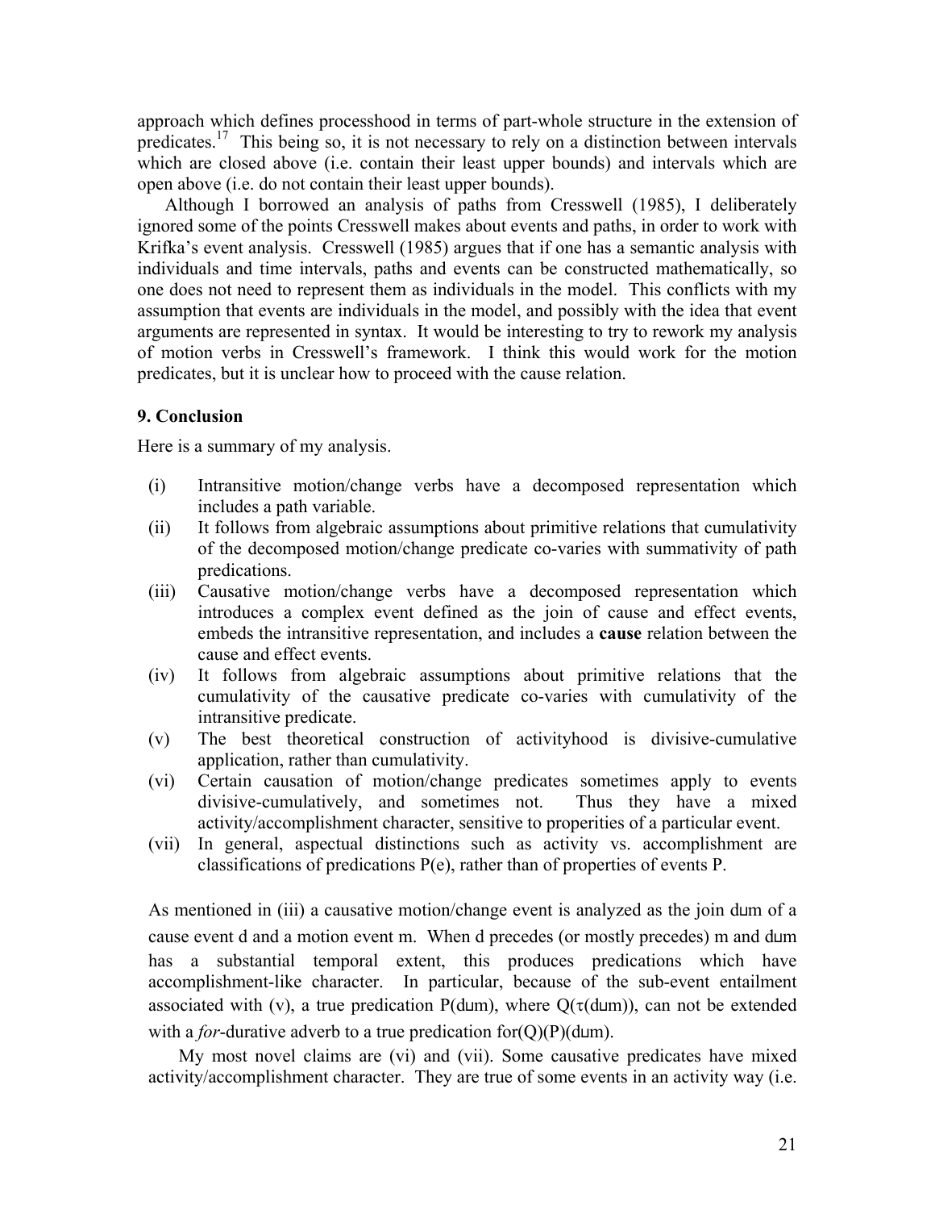approach which defines processhood in terms of part-whole structure in the extension of predicates.[17] This being so, it is not necessary to rely on a distinction between intervals which are closed above (i.e. contain their least upper bounds) and intervals which are open above (i.e. do not contain their least upper bounds).

Although I borrowed an analysis of paths from Cresswell (1985), I deliberately ignored some of the points Cresswell makes about events and paths, in order to work with Krifka's event analysis. Cresswell (1985) argues that if one has a semantic analysis with individuals and time intervals, paths and events can be constructed mathematically, so one does not need to represent them as individuals in the model. This conflicts with my assumption that events are individuals in the model, and possibly with the idea that event arguments are represented in syntax. It would be interesting to try to rework my analysis of motion verbs in Cresswell's framework. I think this would work for the motion predicates, but it is unclear how to proceed with the cause relation.

### 9. Conclusion

Here is a summary of my analysis.

(i) Intransitive motion/change verbs have a decomposed representation which includes a path variable.

(ii) It follows from algebraic assumptions about primitive relations that cumulativity of the decomposed motion/change predicate co-varies with summativity of path predications.

(iii) Causative motion/change verbs have a decomposed representation which introduces a complex event defined as the join of cause and effect events, embeds the intransitive representation, and includes a **cause** relation between the cause and effect events.

(iv) It follows from algebraic assumptions about primitive relations that the cumulativity of the causative predicate co-varies with cumulativity of the intransitive predicate.

(v) The best theoretical construction of activityhood is divisive-cumulative application, rather than cumulativity.

(vi) Certain causation of motion/change predicates sometimes apply to events divisive-cumulatively, and sometimes not. Thus they have a mixed activity/accomplishment character, sensitive to properities of a particular event.

(vii) In general, aspectual distinctions such as activity vs. accomplishment are classifications of predications P(e), rather than of properties of events P.

As mentioned in (iii) a causative motion/change event is analyzed as the join $d \sqcup m$ of a cause event d and a motion event m. When d precedes (or mostly precedes) m and $d \sqcup m$ has a substantial temporal extent, this produces predications which have accomplishment-like character. In particular, because of the sub-event entailment associated with (v), a true predication $P(d \sqcup m)$, where $Q(\tau(d \sqcup m))$, can not be extended with a *for*-durative adverb to a true predication $\text{for}(Q)(P)(d \sqcup m)$.

My most novel claims are (vi) and (vii). Some causative predicates have mixed activity/accomplishment character. They are true of some events in an activity way (i.e.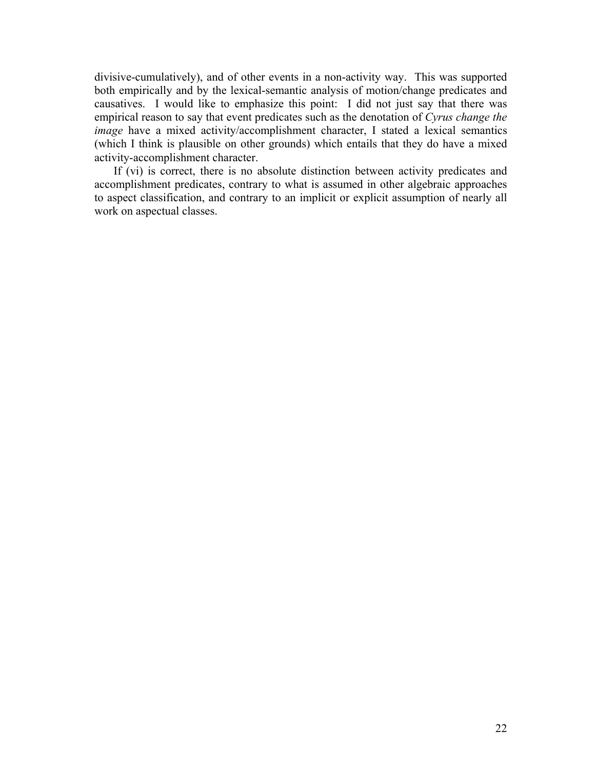divisive-cumulatively), and of other events in a non-activity way. This was supported both empirically and by the lexical-semantic analysis of motion/change predicates and causatives. I would like to emphasize this point: I did not just say that there was empirical reason to say that event predicates such as the denotation of *Cyrus change the image* have a mixed activity/accomplishment character, I stated a lexical semantics (which I think is plausible on other grounds) which entails that they do have a mixed activity-accomplishment character.

If (vi) is correct, there is no absolute distinction between activity predicates and accomplishment predicates, contrary to what is assumed in other algebraic approaches to aspect classification, and contrary to an implicit or explicit assumption of nearly all work on aspectual classes.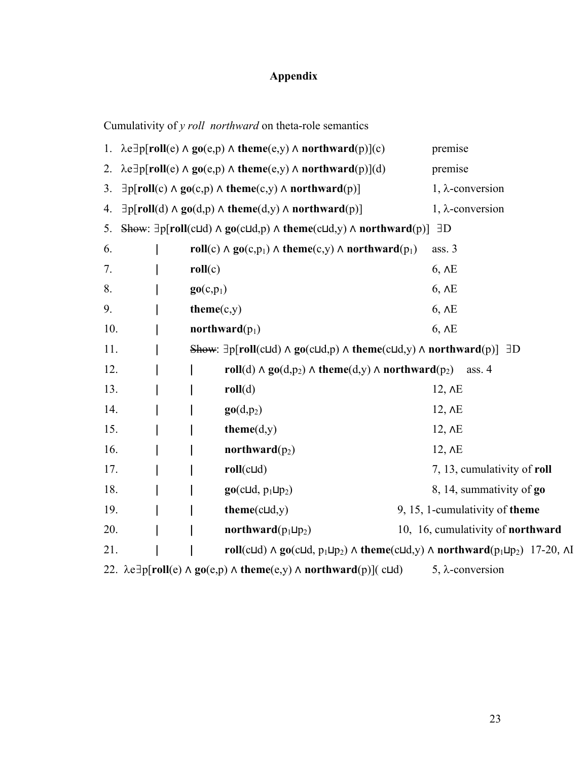# Appendix

Cumulativity of *y roll northward* on theta-role semantics

| | | Justification |
|---|---|---|
| 1. | $\lambda e\exists p[\mathbf{roll}(e) \wedge \mathbf{go}(e,p) \wedge \mathbf{theme}(e,y) \wedge \mathbf{northward}(p)](c)$ | premise |
| 2. | $\lambda e\exists p[\mathbf{roll}(e) \wedge \mathbf{go}(e,p) \wedge \mathbf{theme}(e,y) \wedge \mathbf{northward}(p)](d)$ | premise |
| 3. | $\exists p[\mathbf{roll}(c) \wedge \mathbf{go}(c,p) \wedge \mathbf{theme}(c,y) \wedge \mathbf{northward}(p)]$ | 1, λ-conversion |
| 4. | $\exists p[\mathbf{roll}(d) \wedge \mathbf{go}(d,p) \wedge \mathbf{theme}(d,y) \wedge \mathbf{northward}(p)]$ | 1, λ-conversion |
| 5. | ~~Show~~: $\exists p[\mathbf{roll}(c\sqcup d) \wedge \mathbf{go}(c\sqcup d,p) \wedge \mathbf{theme}(c\sqcup d,y) \wedge \mathbf{northward}(p)]$ | ∃D |
| 6. | \| $\mathbf{roll}(c) \wedge \mathbf{go}(c,p_1) \wedge \mathbf{theme}(c,y) \wedge \mathbf{northward}(p_1)$ | ass. 3 |
| 7. | \| $\mathbf{roll}(c)$ | 6, ∧E |
| 8. | \| $\mathbf{go}(c,p_1)$ | 6, ∧E |
| 9. | \| $\mathbf{theme}(c,y)$ | 6, ∧E |
| 10. | \| $\mathbf{northward}(p_1)$ | 6, ∧E |
| 11. | \| ~~Show~~: $\exists p[\mathbf{roll}(c\sqcup d) \wedge \mathbf{go}(c\sqcup d,p) \wedge \mathbf{theme}(c\sqcup d,y) \wedge \mathbf{northward}(p)]$ | ∃D |
| 12. | \| \| $\mathbf{roll}(d) \wedge \mathbf{go}(d,p_2) \wedge \mathbf{theme}(d,y) \wedge \mathbf{northward}(p_2)$ | ass. 4 |
| 13. | \| \| $\mathbf{roll}(d)$ | 12, ∧E |
| 14. | \| \| $\mathbf{go}(d,p_2)$ | 12, ∧E |
| 15. | \| \| $\mathbf{theme}(d,y)$ | 12, ∧E |
| 16. | \| \| $\mathbf{northward}(p_2)$ | 12, ∧E |
| 17. | \| \| $\mathbf{roll}(c\sqcup d)$ | 7, 13, cumulativity of **roll** |
| 18. | \| \| $\mathbf{go}(c\sqcup d, p_1\sqcup p_2)$ | 8, 14, summativity of **go** |
| 19. | \| \| $\mathbf{theme}(c\sqcup d,y)$ | 9, 15, 1-cumulativity of **theme** |
| 20. | \| \| $\mathbf{northward}(p_1\sqcup p_2)$ | 10, 16, cumulativity of **northward** |
| 21. | \| \| $\mathbf{roll}(c\sqcup d) \wedge \mathbf{go}(c\sqcup d, p_1\sqcup p_2) \wedge \mathbf{theme}(c\sqcup d,y) \wedge \mathbf{northward}(p_1\sqcup p_2)$ | 17-20, ∧I |
| 22. | $\lambda e\exists p[\mathbf{roll}(e) \wedge \mathbf{go}(e,p) \wedge \mathbf{theme}(e,y) \wedge \mathbf{northward}(p)](c\sqcup d)$ | 5, λ-conversion |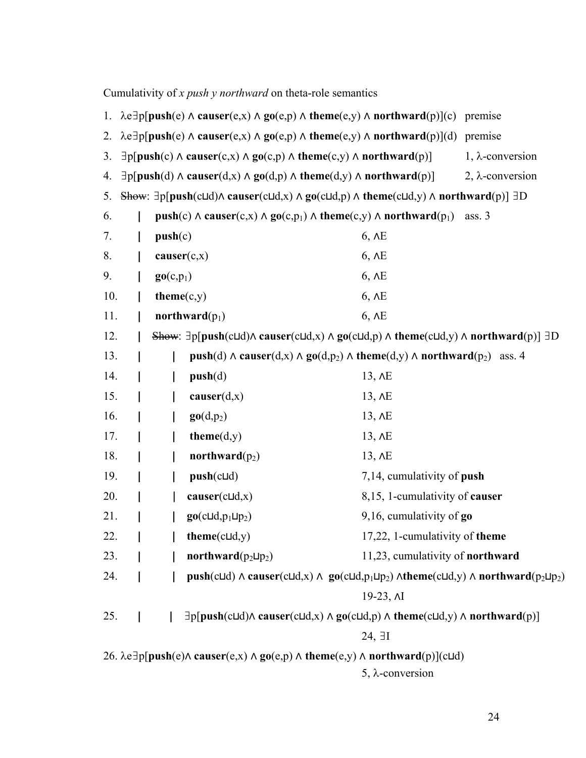Cumulativity of *x push y northward* on theta-role semantics

| | | |
|---|---|---|
| 1. | $\lambda e \exists p[\mathbf{push}(e) \wedge \mathbf{causer}(e,x) \wedge \mathbf{go}(e,p) \wedge \mathbf{theme}(e,y) \wedge \mathbf{northward}(p)](c)$ | premise |
| 2. | $\lambda e \exists p[\mathbf{push}(e) \wedge \mathbf{causer}(e,x) \wedge \mathbf{go}(e,p) \wedge \mathbf{theme}(e,y) \wedge \mathbf{northward}(p)](d)$ | premise |
| 3. | $\exists p[\mathbf{push}(c) \wedge \mathbf{causer}(c,x) \wedge \mathbf{go}(c,p) \wedge \mathbf{theme}(c,y) \wedge \mathbf{northward}(p)]$ | 1, $\lambda$-conversion |
| 4. | $\exists p[\mathbf{push}(d) \wedge \mathbf{causer}(d,x) \wedge \mathbf{go}(d,p) \wedge \mathbf{theme}(d,y) \wedge \mathbf{northward}(p)]$ | 2, $\lambda$-conversion |
| 5. | ~~Show~~: $\exists p[\mathbf{push}(c \sqcup d) \wedge \mathbf{causer}(c \sqcup d,x) \wedge \mathbf{go}(c \sqcup d,p) \wedge \mathbf{theme}(c \sqcup d,y) \wedge \mathbf{northward}(p)]$ | $\exists$D |
| 6. | &#124; $\mathbf{push}(c) \wedge \mathbf{causer}(c,x) \wedge \mathbf{go}(c,p_1) \wedge \mathbf{theme}(c,y) \wedge \mathbf{northward}(p_1)$ | ass. 3 |
| 7. | &#124; $\mathbf{push}(c)$ | 6, $\wedge$E |
| 8. | &#124; $\mathbf{causer}(c,x)$ | 6, $\wedge$E |
| 9. | &#124; $\mathbf{go}(c,p_1)$ | 6, $\wedge$E |
| 10. | &#124; $\mathbf{theme}(c,y)$ | 6, $\wedge$E |
| 11. | &#124; $\mathbf{northward}(p_1)$ | 6, $\wedge$E |
| 12. | &#124; ~~Show~~: $\exists p[\mathbf{push}(c \sqcup d) \wedge \mathbf{causer}(c \sqcup d,x) \wedge \mathbf{go}(c \sqcup d,p) \wedge \mathbf{theme}(c \sqcup d,y) \wedge \mathbf{northward}(p)]$ | $\exists$D |
| 13. | &#124; &#124; $\mathbf{push}(d) \wedge \mathbf{causer}(d,x) \wedge \mathbf{go}(d,p_2) \wedge \mathbf{theme}(d,y) \wedge \mathbf{northward}(p_2)$ | ass. 4 |
| 14. | &#124; &#124; $\mathbf{push}(d)$ | 13, $\wedge$E |
| 15. | &#124; &#124; $\mathbf{causer}(d,x)$ | 13, $\wedge$E |
| 16. | &#124; &#124; $\mathbf{go}(d,p_2)$ | 13, $\wedge$E |
| 17. | &#124; &#124; $\mathbf{theme}(d,y)$ | 13, $\wedge$E |
| 18. | &#124; &#124; $\mathbf{northward}(p_2)$ | 13, $\wedge$E |
| 19. | &#124; &#124; $\mathbf{push}(c \sqcup d)$ | 7,14, cumulativity of **push** |
| 20. | &#124; &#124; $\mathbf{causer}(c \sqcup d,x)$ | 8,15, 1-cumulativity of **causer** |
| 21. | &#124; &#124; $\mathbf{go}(c \sqcup d,p_1 \sqcup p_2)$ | 9,16, cumulativity of **go** |
| 22. | &#124; &#124; $\mathbf{theme}(c \sqcup d,y)$ | 17,22, 1-cumulativity of **theme** |
| 23. | &#124; &#124; $\mathbf{northward}(p_2 \sqcup p_2)$ | 11,23, cumulativity of **northward** |
| 24. | &#124; &#124; $\mathbf{push}(c \sqcup d) \wedge \mathbf{causer}(c \sqcup d,x) \wedge \mathbf{go}(c \sqcup d,p_1 \sqcup p_2) \wedge \mathbf{theme}(c \sqcup d,y) \wedge \mathbf{northward}(p_2 \sqcup p_2)$ | 19-23, $\wedge$I |
| 25. | &#124; &#124; $\exists p[\mathbf{push}(c \sqcup d) \wedge \mathbf{causer}(c \sqcup d,x) \wedge \mathbf{go}(c \sqcup d,p) \wedge \mathbf{theme}(c \sqcup d,y) \wedge \mathbf{northward}(p)]$ | 24, $\exists$I |
| 26. | $\lambda e \exists p[\mathbf{push}(e) \wedge \mathbf{causer}(e,x) \wedge \mathbf{go}(e,p) \wedge \mathbf{theme}(e,y) \wedge \mathbf{northward}(p)](c \sqcup d)$ | 5, $\lambda$-conversion |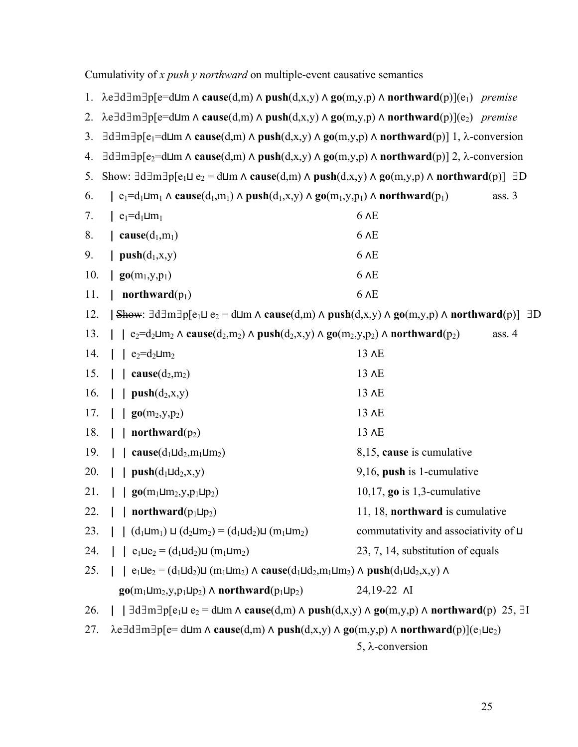Cumulativity of *x push y northward* on multiple-event causative semantics

| | | |
|---|---|---|
| 1. | $\lambda e \exists d \exists m \exists p[e=d \sqcup m \wedge \textbf{cause}(d,m) \wedge \textbf{push}(d,x,y) \wedge \textbf{go}(m,y,p) \wedge \textbf{northward}(p)](e_1)$ | *premise* |
| 2. | $\lambda e \exists d \exists m \exists p[e=d \sqcup m \wedge \textbf{cause}(d,m) \wedge \textbf{push}(d,x,y) \wedge \textbf{go}(m,y,p) \wedge \textbf{northward}(p)](e_2)$ | *premise* |
| 3. | $\exists d \exists m \exists p[e_1=d \sqcup m \wedge \textbf{cause}(d,m) \wedge \textbf{push}(d,x,y) \wedge \textbf{go}(m,y,p) \wedge \textbf{northward}(p)]$ | 1, λ-conversion |
| 4. | $\exists d \exists m \exists p[e_2=d \sqcup m \wedge \textbf{cause}(d,m) \wedge \textbf{push}(d,x,y) \wedge \textbf{go}(m,y,p) \wedge \textbf{northward}(p)]$ | 2, λ-conversion |
| 5. | ~~Show~~: $\exists d \exists m \exists p[e_1 \sqcup e_2 = d \sqcup m \wedge \textbf{cause}(d,m) \wedge \textbf{push}(d,x,y) \wedge \textbf{go}(m,y,p) \wedge \textbf{northward}(p)]$ | ∃D |
| 6. | \| $e_1=d_1 \sqcup m_1 \wedge \textbf{cause}(d_1,m_1) \wedge \textbf{push}(d_1,x,y) \wedge \textbf{go}(m_1,y,p_1) \wedge \textbf{northward}(p_1)$ | ass. 3 |
| 7. | \| $e_1=d_1 \sqcup m_1$ | 6 ∧E |
| 8. | \| $\textbf{cause}(d_1,m_1)$ | 6 ∧E |
| 9. | \| $\textbf{push}(d_1,x,y)$ | 6 ∧E |
| 10. | \| $\textbf{go}(m_1,y,p_1)$ | 6 ∧E |
| 11. | \| $\textbf{northward}(p_1)$ | 6 ∧E |
| 12. | \| ~~Show~~: $\exists d \exists m \exists p[e_1 \sqcup e_2 = d \sqcup m \wedge \textbf{cause}(d,m) \wedge \textbf{push}(d,x,y) \wedge \textbf{go}(m,y,p) \wedge \textbf{northward}(p)]$ | ∃D |
| 13. | \| \| $e_2=d_2 \sqcup m_2 \wedge \textbf{cause}(d_2,m_2) \wedge \textbf{push}(d_2,x,y) \wedge \textbf{go}(m_2,y,p_2) \wedge \textbf{northward}(p_2)$ | ass. 4 |
| 14. | \| \| $e_2=d_2 \sqcup m_2$ | 13 ∧E |
| 15. | \| \| $\textbf{cause}(d_2,m_2)$ | 13 ∧E |
| 16. | \| \| $\textbf{push}(d_2,x,y)$ | 13 ∧E |
| 17. | \| \| $\textbf{go}(m_2,y,p_2)$ | 13 ∧E |
| 18. | \| \| $\textbf{northward}(p_2)$ | 13 ∧E |
| 19. | \| \| $\textbf{cause}(d_1 \sqcup d_2, m_1 \sqcup m_2)$ | 8,15, **cause** is cumulative |
| 20. | \| \| $\textbf{push}(d_1 \sqcup d_2,x,y)$ | 9,16, **push** is 1-cumulative |
| 21. | \| \| $\textbf{go}(m_1 \sqcup m_2,y,p_1 \sqcup p_2)$ | 10,17, **go** is 1,3-cumulative |
| 22. | \| \| $\textbf{northward}(p_1 \sqcup p_2)$ | 11, 18, **northward** is cumulative |
| 23. | \| \| $(d_1 \sqcup m_1) \sqcup (d_2 \sqcup m_2) = (d_1 \sqcup d_2) \sqcup (m_1 \sqcup m_2)$ | commutativity and associativity of ⊔ |
| 24. | \| \| $e_1 \sqcup e_2 = (d_1 \sqcup d_2) \sqcup (m_1 \sqcup m_2)$ | 23, 7, 14, substitution of equals |
| 25. | \| \| $e_1 \sqcup e_2 = (d_1 \sqcup d_2) \sqcup (m_1 \sqcup m_2) \wedge \textbf{cause}(d_1 \sqcup d_2, m_1 \sqcup m_2) \wedge \textbf{push}(d_1 \sqcup d_2,x,y) \wedge \textbf{go}(m_1 \sqcup m_2,y,p_1 \sqcup p_2) \wedge \textbf{northward}(p_1 \sqcup p_2)$ | 24,19-22 ∧I |
| 26. | \| \| $\exists d \exists m \exists p[e_1 \sqcup e_2 = d \sqcup m \wedge \textbf{cause}(d,m) \wedge \textbf{push}(d,x,y) \wedge \textbf{go}(m,y,p) \wedge \textbf{northward}(p)$ | 25, ∃I |
| 27. | $\lambda e \exists d \exists m \exists p[e= d \sqcup m \wedge \textbf{cause}(d,m) \wedge \textbf{push}(d,x,y) \wedge \textbf{go}(m,y,p) \wedge \textbf{northward}(p)](e_1 \sqcup e_2)$ | 5, λ-conversion |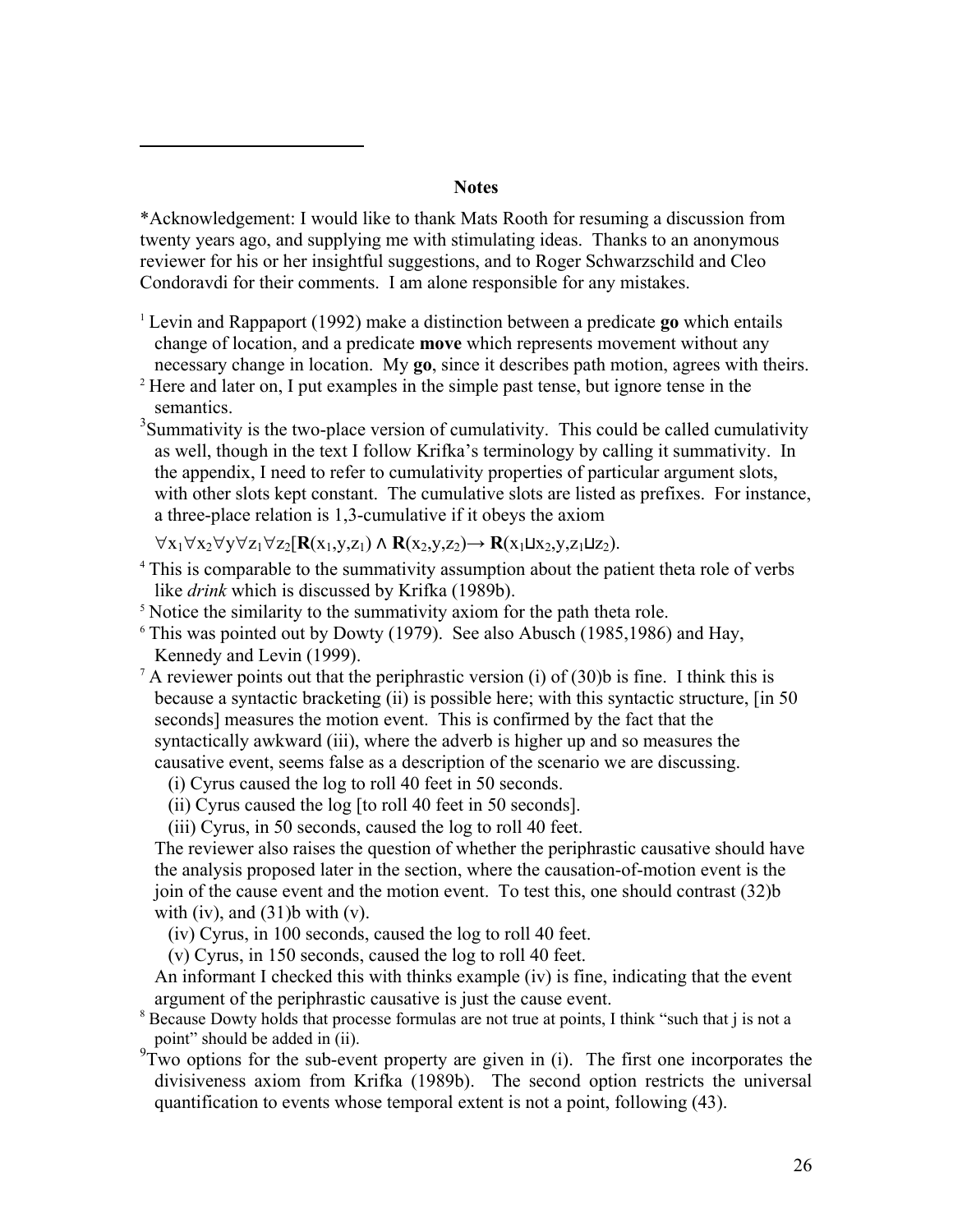## Notes

*Acknowledgement: I would like to thank Mats Rooth for resuming a discussion from twenty years ago, and supplying me with stimulating ideas. Thanks to an anonymous reviewer for his or her insightful suggestions, and to Roger Schwarzschild and Cleo Condoravdi for their comments. I am alone responsible for any mistakes.

[1] Levin and Rappaport (1992) make a distinction between a predicate **go** which entails change of location, and a predicate **move** which represents movement without any necessary change in location. My **go**, since it describes path motion, agrees with theirs.

[2] Here and later on, I put examples in the simple past tense, but ignore tense in the semantics.

[3] Summativity is the two-place version of cumulativity. This could be called cumulativity as well, though in the text I follow Krifka's terminology by calling it summativity. In the appendix, I need to refer to cumulativity properties of particular argument slots, with other slots kept constant. The cumulative slots are listed as prefixes. For instance, a three-place relation is 1,3-cumulative if it obeys the axiom

$\forall x_1 \forall x_2 \forall y \forall z_1 \forall z_2[\mathbf{R}(x_1,y,z_1) \wedge \mathbf{R}(x_2,y,z_2) \rightarrow \mathbf{R}(x_1 \sqcup x_2,y,z_1 \sqcup z_2)$.

[4] This is comparable to the summativity assumption about the patient theta role of verbs like *drink* which is discussed by Krifka (1989b).

[5] Notice the similarity to the summativity axiom for the path theta role.

[6] This was pointed out by Dowty (1979). See also Abusch (1985,1986) and Hay, Kennedy and Levin (1999).

[7] A reviewer points out that the periphrastic version (i) of (30)b is fine. I think this is because a syntactic bracketing (ii) is possible here; with this syntactic structure, [in 50 seconds] measures the motion event. This is confirmed by the fact that the syntactically awkward (iii), where the adverb is higher up and so measures the causative event, seems false as a description of the scenario we are discussing.

(i) Cyrus caused the log to roll 40 feet in 50 seconds.
(ii) Cyrus caused the log [to roll 40 feet in 50 seconds].
(iii) Cyrus, in 50 seconds, caused the log to roll 40 feet.

The reviewer also raises the question of whether the periphrastic causative should have the analysis proposed later in the section, where the causation-of-motion event is the join of the cause event and the motion event. To test this, one should contrast (32)b with (iv), and (31)b with (v).

(iv) Cyrus, in 100 seconds, caused the log to roll 40 feet.
(v) Cyrus, in 150 seconds, caused the log to roll 40 feet.

An informant I checked this with thinks example (iv) is fine, indicating that the event argument of the periphrastic causative is just the cause event.

[8] Because Dowty holds that processe formulas are not true at points, I think "such that j is not a point" should be added in (ii).

[9] Two options for the sub-event property are given in (i). The first one incorporates the divisiveness axiom from Krifka (1989b). The second option restricts the universal quantification to events whose temporal extent is not a point, following (43).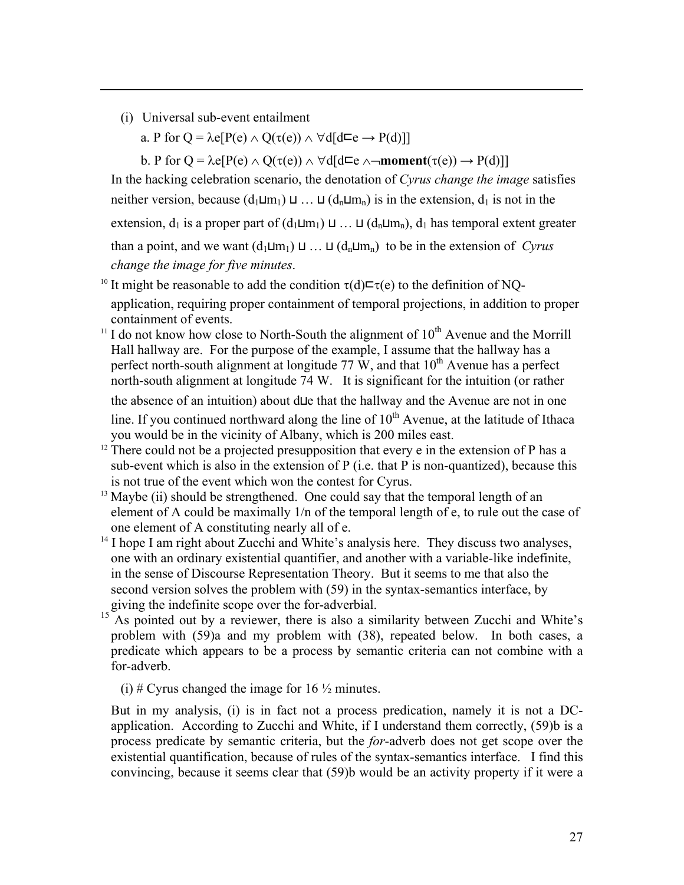(i) Universal sub-event entailment

a. P for Q = $\lambda e[P(e) \wedge Q(\tau(e)) \wedge \forall d[d \sqsubset e \rightarrow P(d)]]$

b. P for Q = $\lambda e[P(e) \wedge Q(\tau(e)) \wedge \forall d[d \sqsubset e \wedge \neg \mathbf{moment}(\tau(e)) \rightarrow P(d)]]$

In the hacking celebration scenario, the denotation of *Cyrus change the image* satisfies neither version, because $(d_1 \sqcup m_1) \sqcup \ldots \sqcup (d_n \sqcup m_n)$ is in the extension, $d_1$ is not in the extension, $d_1$ is a proper part of $(d_1 \sqcup m_1) \sqcup \ldots \sqcup (d_n \sqcup m_n)$, $d_1$ has temporal extent greater than a point, and we want $(d_1 \sqcup m_1) \sqcup \ldots \sqcup (d_n \sqcup m_n)$ to be in the extension of *Cyrus change the image for five minutes*.

[10] It might be reasonable to add the condition $\tau(d) \sqsubset \tau(e)$ to the definition of NQ-application, requiring proper containment of temporal projections, in addition to proper containment of events.

[11] I do not know how close to North-South the alignment of 10th Avenue and the Morrill Hall hallway are. For the purpose of the example, I assume that the hallway has a perfect north-south alignment at longitude 77 W, and that 10th Avenue has a perfect north-south alignment at longitude 74 W. It is significant for the intuition (or rather the absence of an intuition) about $d \sqcup e$ that the hallway and the Avenue are not in one line. If you continued northward along the line of 10th Avenue, at the latitude of Ithaca you would be in the vicinity of Albany, which is 200 miles east.

[12] There could not be a projected presupposition that every e in the extension of P has a sub-event which is also in the extension of P (i.e. that P is non-quantized), because this is not true of the event which won the contest for Cyrus.

[13] Maybe (ii) should be strengthened. One could say that the temporal length of an element of A could be maximally 1/n of the temporal length of e, to rule out the case of one element of A constituting nearly all of e.

[14] I hope I am right about Zucchi and White's analysis here. They discuss two analyses, one with an ordinary existential quantifier, and another with a variable-like indefinite, in the sense of Discourse Representation Theory. But it seems to me that also the second version solves the problem with (59) in the syntax-semantics interface, by giving the indefinite scope over the for-adverbial.

[15] As pointed out by a reviewer, there is also a similarity between Zucchi and White's problem with (59)a and my problem with (38), repeated below. In both cases, a predicate which appears to be a process by semantic criteria can not combine with a for-adverb.

(i) # Cyrus changed the image for 16 ½ minutes.

But in my analysis, (i) is in fact not a process predication, namely it is not a DC-application. According to Zucchi and White, if I understand them correctly, (59)b is a process predicate by semantic criteria, but the *for*-adverb does not get scope over the existential quantification, because of rules of the syntax-semantics interface. I find this convincing, because it seems clear that (59)b would be an activity property if it were a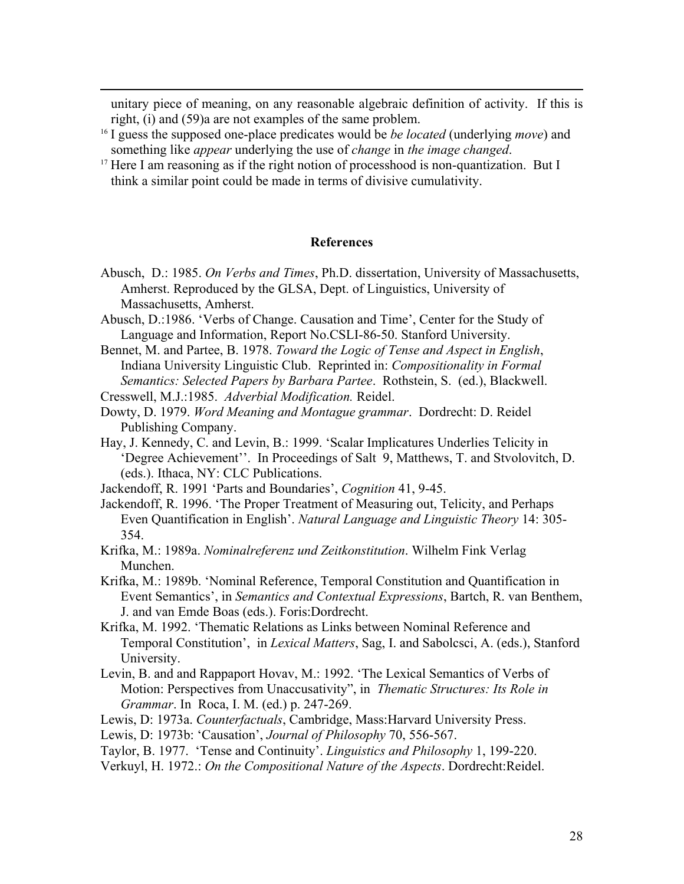unitary piece of meaning, on any reasonable algebraic definition of activity. If this is right, (i) and (59)a are not examples of the same problem.

[16] I guess the supposed one-place predicates would be *be located* (underlying *move*) and something like *appear* underlying the use of *change* in *the image changed*.

[17] Here I am reasoning as if the right notion of processhood is non-quantization. But I think a similar point could be made in terms of divisive cumulativity.

**References**

Abusch, D.: 1985. *On Verbs and Times*, Ph.D. dissertation, University of Massachusetts, Amherst. Reproduced by the GLSA, Dept. of Linguistics, University of Massachusetts, Amherst.

Abusch, D.:1986. 'Verbs of Change. Causation and Time', Center for the Study of Language and Information, Report No.CSLI-86-50. Stanford University.

Bennet, M. and Partee, B. 1978. *Toward the Logic of Tense and Aspect in English*, Indiana University Linguistic Club. Reprinted in: *Compositionality in Formal Semantics: Selected Papers by Barbara Partee*. Rothstein, S. (ed.), Blackwell.

Cresswell, M.J.:1985. *Adverbial Modification.* Reidel.

Dowty, D. 1979. *Word Meaning and Montague grammar*. Dordrecht: D. Reidel Publishing Company.

Hay, J. Kennedy, C. and Levin, B.: 1999. 'Scalar Implicatures Underlies Telicity in 'Degree Achievement''. In Proceedings of Salt 9, Matthews, T. and Stvolovitch, D. (eds.). Ithaca, NY: CLC Publications.

Jackendoff, R. 1991 'Parts and Boundaries', *Cognition* 41, 9-45.

Jackendoff, R. 1996. 'The Proper Treatment of Measuring out, Telicity, and Perhaps Even Quantification in English'. *Natural Language and Linguistic Theory* 14: 305-354.

Krifka, M.: 1989a. *Nominalreferenz und Zeitkonstitution*. Wilhelm Fink Verlag Munchen.

Krifka, M.: 1989b. 'Nominal Reference, Temporal Constitution and Quantification in Event Semantics', in *Semantics and Contextual Expressions*, Bartch, R. van Benthem, J. and van Emde Boas (eds.). Foris:Dordrecht.

Krifka, M. 1992. 'Thematic Relations as Links between Nominal Reference and Temporal Constitution', in *Lexical Matters*, Sag, I. and Sabolcsci, A. (eds.), Stanford University.

Levin, B. and and Rappaport Hovav, M.: 1992. 'The Lexical Semantics of Verbs of Motion: Perspectives from Unaccusativity", in *Thematic Structures: Its Role in Grammar*. In Roca, I. M. (ed.) p. 247-269.

Lewis, D: 1973a. *Counterfactuals*, Cambridge, Mass:Harvard University Press.

Lewis, D: 1973b: 'Causation', *Journal of Philosophy* 70, 556-567.

Taylor, B. 1977. 'Tense and Continuity'. *Linguistics and Philosophy* 1, 199-220.

Verkuyl, H. 1972.: *On the Compositional Nature of the Aspects*. Dordrecht:Reidel.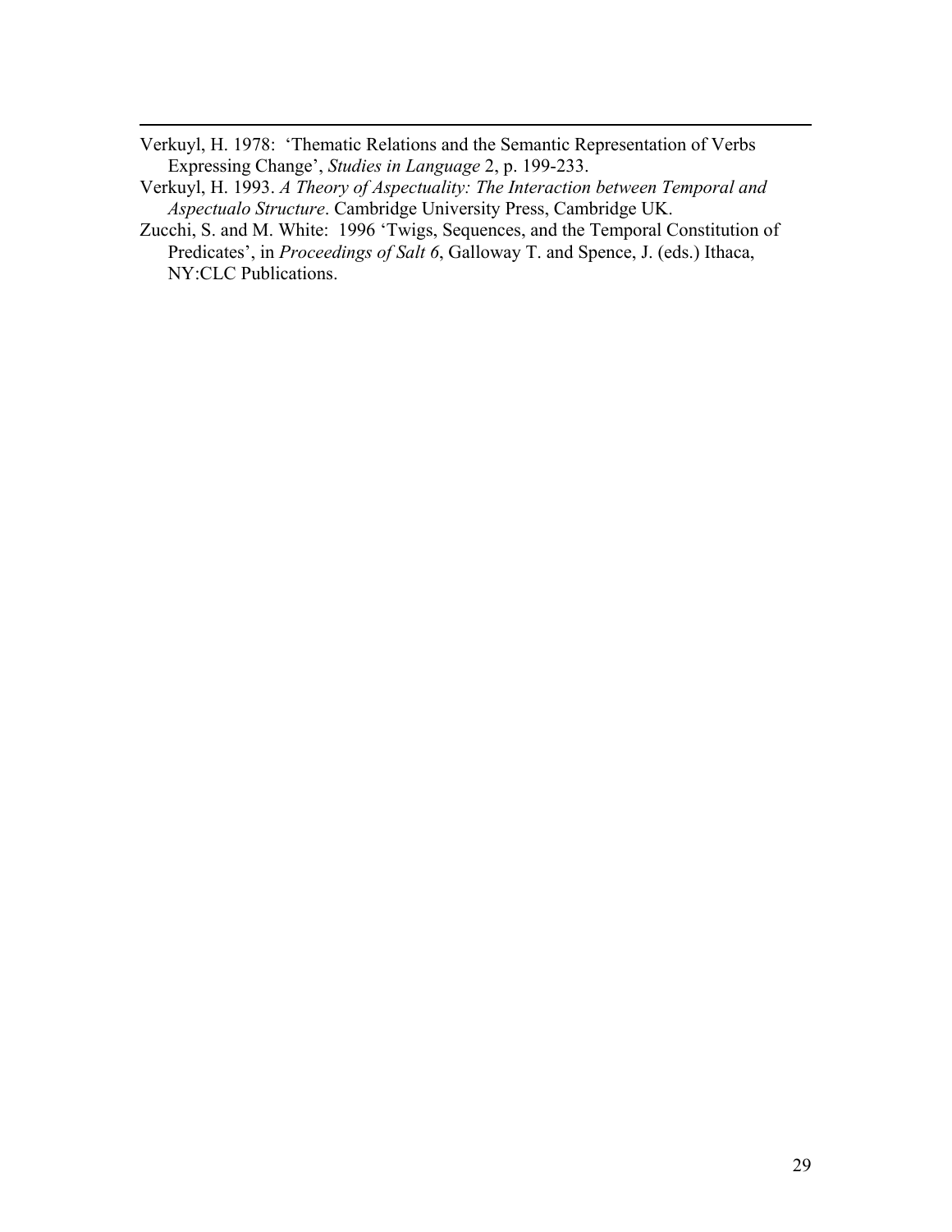Verkuyl, H. 1978: 'Thematic Relations and the Semantic Representation of Verbs Expressing Change', *Studies in Language* 2, p. 199-233.

Verkuyl, H. 1993. *A Theory of Aspectuality: The Interaction between Temporal and Aspectualo Structure*. Cambridge University Press, Cambridge UK.

Zucchi, S. and M. White: 1996 'Twigs, Sequences, and the Temporal Constitution of Predicates', in *Proceedings of Salt 6*, Galloway T. and Spence, J. (eds.) Ithaca, NY:CLC Publications.